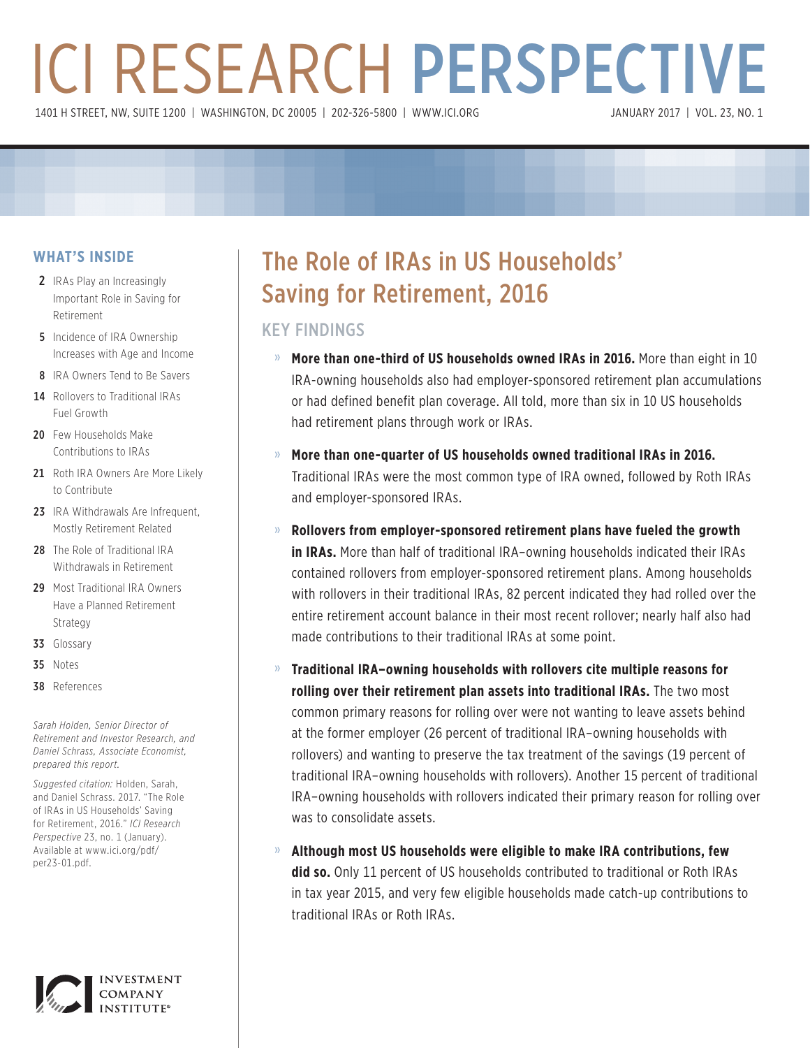# ICI RESEARCH PERSPECTIVE

1401 H STREET, NW, SUITE 1200 | WASHINGTON, DC 20005 | 202-326-5800 | WWW.ICI.ORG

JANUARY 2017 | VOL. 23, NO. 1

## WHAT'S INSIDE

- 2 IRAs Play an Increasingly Important Role in Saving for Retirement
- 5 Incidence of IRA Ownership Increases with Age and Income
- 8 IRA Owners Tend to Be Savers
- 14 Rollovers to Traditional IRAs Fuel Growth
- 20 Few Households Make Contributions to IRAs
- 21 Roth IRA Owners Are More Likely to Contribute
- 23 IRA Withdrawals Are Infrequent, Mostly Retirement Related
- 28 The Role of Traditional IRA Withdrawals in Retirement
- 29 Most Traditional IRA Owners Have a Planned Retirement Strategy
- 33 Glossary
- 35 Notes
- 38 References

*Sarah Holden, Senior Director of Retirement and Investor Research, and Daniel Schrass, Associate Economist, prepared this report.*

*Suggested citation:* Holden, Sarah, and Daniel Schrass. 2017. "The Role of IRAs in US Households' Saving for Retirement, 2016." *ICI Research Perspective* 23, no. 1 (January). Available at www.ici.org/pdf/per23-01.pdf.

# The Role of IRAs in US Households' Saving for Retirement, 2016

## KEY FINDINGS

- **More than one-third of US households owned IRAs in 2016.** More than eight in 10 IRA-owning households also had employer-sponsored retirement plan accumulations or had defined benefit plan coverage. All told, more than six in 10 US households had retirement plans through work or IRAs.
- **More than one-quarter of US households owned traditional IRAs in 2016.** Traditional IRAs were the most common type of IRA owned, followed by Roth IRAs and employer-sponsored IRAs.
- **Rollovers from employer-sponsored retirement plans have fueled the growth in IRAs.** More than half of traditional IRA–owning households indicated their IRAs contained rollovers from employer-sponsored retirement plans. Among households with rollovers in their traditional IRAs, 82 percent indicated they had rolled over the entire retirement account balance in their most recent rollover; nearly half also had made contributions to their traditional IRAs at some point.
- **Traditional IRA–owning households with rollovers cite multiple reasons for rolling over their retirement plan assets into traditional IRAs.** The two most common primary reasons for rolling over were not wanting to leave assets behind at the former employer (26 percent of traditional IRA–owning households with rollovers) and wanting to preserve the tax treatment of the savings (19 percent of traditional IRA–owning households with rollovers). Another 15 percent of traditional IRA–owning households with rollovers indicated their primary reason for rolling over was to consolidate assets.
- **Although most US households were eligible to make IRA contributions, few did so.** Only 11 percent of US households contributed to traditional or Roth IRAs in tax year 2015, and very few eligible households made catch-up contributions to traditional IRAs or Roth IRAs.

INVESTMENT COMPANY INSTITUTE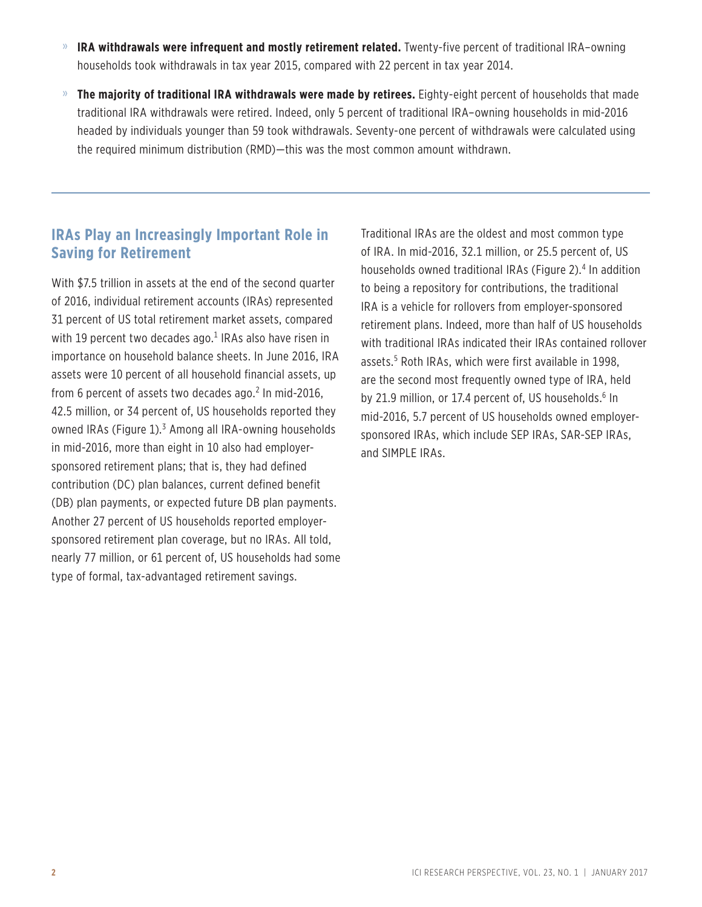- **IRA withdrawals were infrequent and mostly retirement related.** Twenty-five percent of traditional IRA–owning households took withdrawals in tax year 2015, compared with 22 percent in tax year 2014.
- **The majority of traditional IRA withdrawals were made by retirees.** Eighty-eight percent of households that made traditional IRA withdrawals were retired. Indeed, only 5 percent of traditional IRA–owning households in mid-2016 headed by individuals younger than 59 took withdrawals. Seventy-one percent of withdrawals were calculated using the required minimum distribution (RMD)—this was the most common amount withdrawn.

---

## IRAs Play an Increasingly Important Role in Saving for Retirement

With $7.5 trillion in assets at the end of the second quarter of 2016, individual retirement accounts (IRAs) represented 31 percent of US total retirement market assets, compared with 19 percent two decades ago.[1] IRAs also have risen in importance on household balance sheets. In June 2016, IRA assets were 10 percent of all household financial assets, up from 6 percent of assets two decades ago.[2] In mid-2016, 42.5 million, or 34 percent of, US households reported they owned IRAs (Figure 1).[3] Among all IRA-owning households in mid-2016, more than eight in 10 also had employer-sponsored retirement plans; that is, they had defined contribution (DC) plan balances, current defined benefit (DB) plan payments, or expected future DB plan payments. Another 27 percent of US households reported employer-sponsored retirement plan coverage, but no IRAs. All told, nearly 77 million, or 61 percent of, US households had some type of formal, tax-advantaged retirement savings.

Traditional IRAs are the oldest and most common type of IRA. In mid-2016, 32.1 million, or 25.5 percent of, US households owned traditional IRAs (Figure 2).[4] In addition to being a repository for contributions, the traditional IRA is a vehicle for rollovers from employer-sponsored retirement plans. Indeed, more than half of US households with traditional IRAs indicated their IRAs contained rollover assets.[5] Roth IRAs, which were first available in 1998, are the second most frequently owned type of IRA, held by 21.9 million, or 17.4 percent of, US households.[6] In mid-2016, 5.7 percent of US households owned employer-sponsored IRAs, which include SEP IRAs, SAR-SEP IRAs, and SIMPLE IRAs.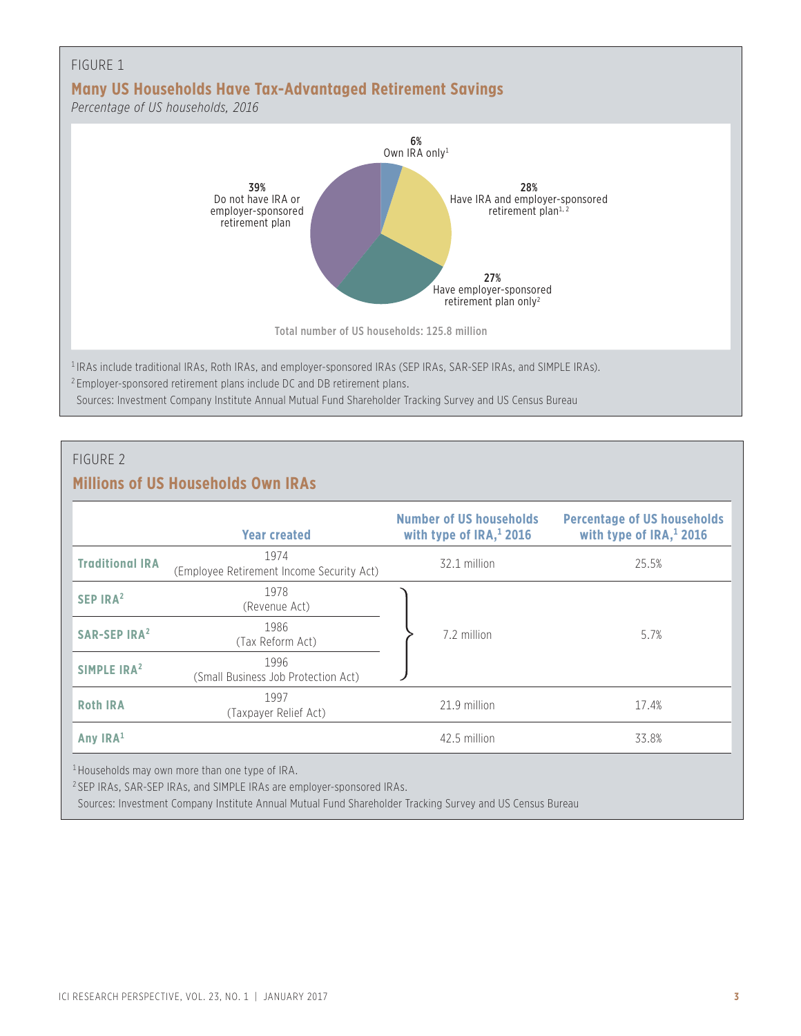FIGURE 1

## Many US Households Have Tax-Advantaged Retirement Savings

*Percentage of US households, 2016*

**6%** Own IRA only[1]

**28%** Have IRA and employer-sponsored retirement plan[1, 2]

**27%** Have employer-sponsored retirement plan only[2]

**39%** Do not have IRA or employer-sponsored retirement plan

**Total number of US households: 125.8 million**

[1] IRAs include traditional IRAs, Roth IRAs, and employer-sponsored IRAs (SEP IRAs, SAR-SEP IRAs, and SIMPLE IRAs).

[2] Employer-sponsored retirement plans include DC and DB retirement plans.

Sources: Investment Company Institute Annual Mutual Fund Shareholder Tracking Survey and US Census Bureau

FIGURE 2

## Millions of US Households Own IRAs

| | Year created | Number of US households with type of IRA,[1] 2016 | Percentage of US households with type of IRA,[1] 2016 |
|---|---|---|---|
| **Traditional IRA** | 1974 (Employee Retirement Income Security Act) | 32.1 million | 25.5% |
| **SEP IRA[2]** | 1978 (Revenue Act) | 7.2 million | 5.7% |
| **SAR-SEP IRA[2]** | 1986 (Tax Reform Act) | | |
| **SIMPLE IRA[2]** | 1996 (Small Business Job Protection Act) | | |
| **Roth IRA** | 1997 (Taxpayer Relief Act) | 21.9 million | 17.4% |
| **Any IRA[1]** | | 42.5 million | 33.8% |

[1] Households may own more than one type of IRA.

[2] SEP IRAs, SAR-SEP IRAs, and SIMPLE IRAs are employer-sponsored IRAs.

Sources: Investment Company Institute Annual Mutual Fund Shareholder Tracking Survey and US Census Bureau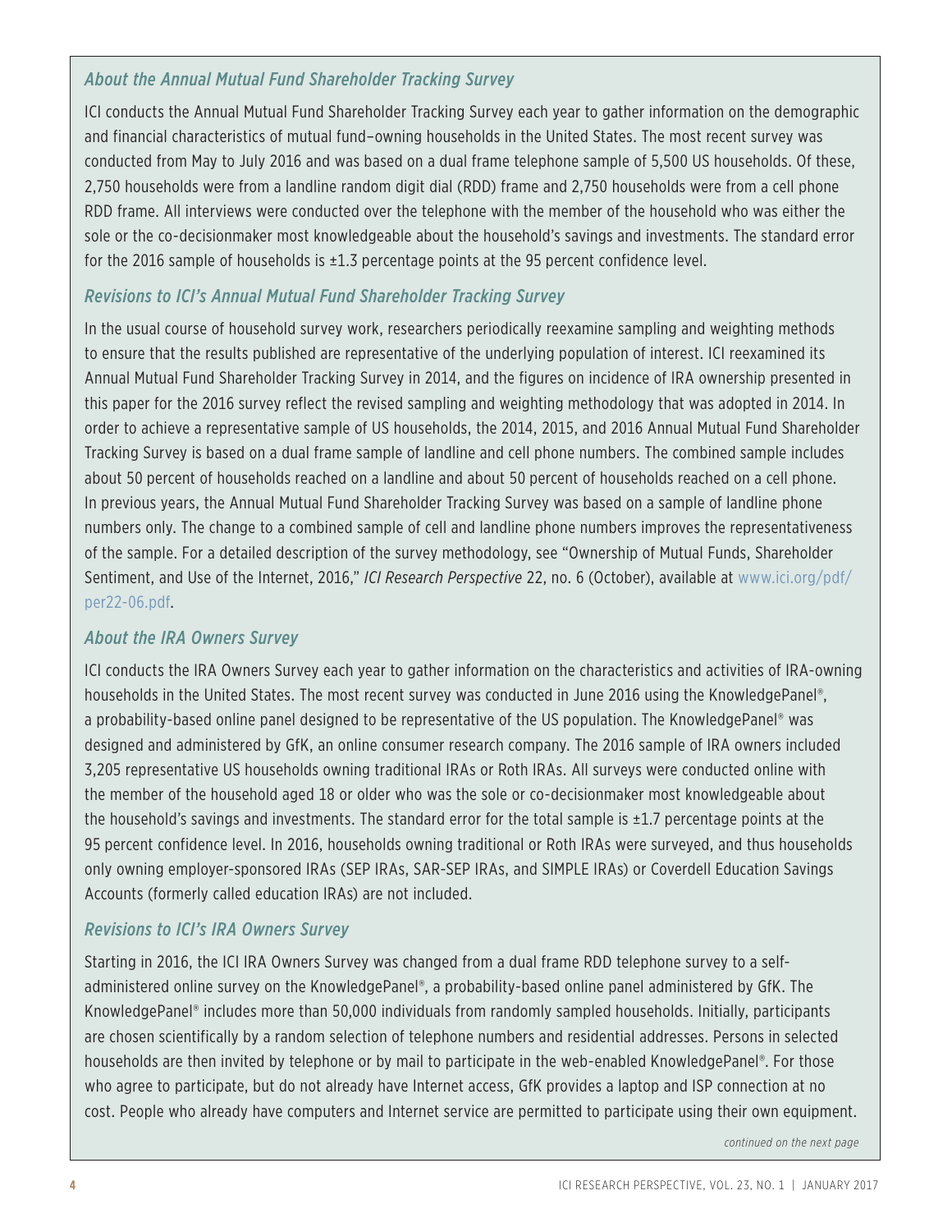### *About the Annual Mutual Fund Shareholder Tracking Survey*

ICI conducts the Annual Mutual Fund Shareholder Tracking Survey each year to gather information on the demographic and financial characteristics of mutual fund–owning households in the United States. The most recent survey was conducted from May to July 2016 and was based on a dual frame telephone sample of 5,500 US households. Of these, 2,750 households were from a landline random digit dial (RDD) frame and 2,750 households were from a cell phone RDD frame. All interviews were conducted over the telephone with the member of the household who was either the sole or the co-decisionmaker most knowledgeable about the household's savings and investments. The standard error for the 2016 sample of households is ±1.3 percentage points at the 95 percent confidence level.

### *Revisions to ICI's Annual Mutual Fund Shareholder Tracking Survey*

In the usual course of household survey work, researchers periodically reexamine sampling and weighting methods to ensure that the results published are representative of the underlying population of interest. ICI reexamined its Annual Mutual Fund Shareholder Tracking Survey in 2014, and the figures on incidence of IRA ownership presented in this paper for the 2016 survey reflect the revised sampling and weighting methodology that was adopted in 2014. In order to achieve a representative sample of US households, the 2014, 2015, and 2016 Annual Mutual Fund Shareholder Tracking Survey is based on a dual frame sample of landline and cell phone numbers. The combined sample includes about 50 percent of households reached on a landline and about 50 percent of households reached on a cell phone. In previous years, the Annual Mutual Fund Shareholder Tracking Survey was based on a sample of landline phone numbers only. The change to a combined sample of cell and landline phone numbers improves the representativeness of the sample. For a detailed description of the survey methodology, see "Ownership of Mutual Funds, Shareholder Sentiment, and Use of the Internet, 2016," *ICI Research Perspective* 22, no. 6 (October), available at www.ici.org/pdf/per22-06.pdf.

### *About the IRA Owners Survey*

ICI conducts the IRA Owners Survey each year to gather information on the characteristics and activities of IRA-owning households in the United States. The most recent survey was conducted in June 2016 using the KnowledgePanel®, a probability-based online panel designed to be representative of the US population. The KnowledgePanel® was designed and administered by GfK, an online consumer research company. The 2016 sample of IRA owners included 3,205 representative US households owning traditional IRAs or Roth IRAs. All surveys were conducted online with the member of the household aged 18 or older who was the sole or co-decisionmaker most knowledgeable about the household's savings and investments. The standard error for the total sample is ±1.7 percentage points at the 95 percent confidence level. In 2016, households owning traditional or Roth IRAs were surveyed, and thus households only owning employer-sponsored IRAs (SEP IRAs, SAR-SEP IRAs, and SIMPLE IRAs) or Coverdell Education Savings Accounts (formerly called education IRAs) are not included.

### *Revisions to ICI's IRA Owners Survey*

Starting in 2016, the ICI IRA Owners Survey was changed from a dual frame RDD telephone survey to a self-administered online survey on the KnowledgePanel®, a probability-based online panel administered by GfK. The KnowledgePanel® includes more than 50,000 individuals from randomly sampled households. Initially, participants are chosen scientifically by a random selection of telephone numbers and residential addresses. Persons in selected households are then invited by telephone or by mail to participate in the web-enabled KnowledgePanel®. For those who agree to participate, but do not already have Internet access, GfK provides a laptop and ISP connection at no cost. People who already have computers and Internet service are permitted to participate using their own equipment.

*continued on the next page*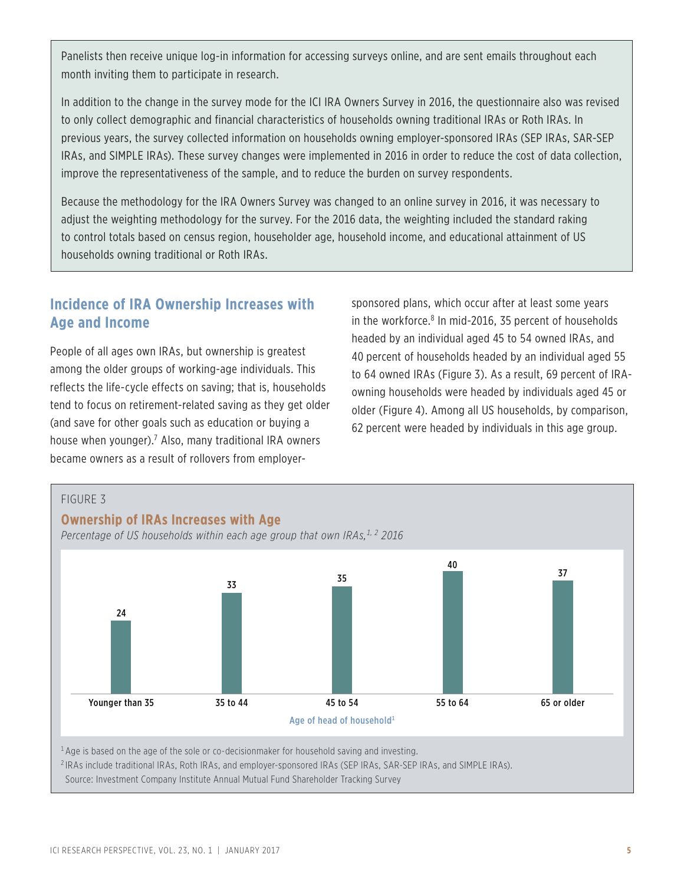Panelists then receive unique log-in information for accessing surveys online, and are sent emails throughout each month inviting them to participate in research.

In addition to the change in the survey mode for the ICI IRA Owners Survey in 2016, the questionnaire also was revised to only collect demographic and financial characteristics of households owning traditional IRAs or Roth IRAs. In previous years, the survey collected information on households owning employer-sponsored IRAs (SEP IRAs, SAR-SEP IRAs, and SIMPLE IRAs). These survey changes were implemented in 2016 in order to reduce the cost of data collection, improve the representativeness of the sample, and to reduce the burden on survey respondents.

Because the methodology for the IRA Owners Survey was changed to an online survey in 2016, it was necessary to adjust the weighting methodology for the survey. For the 2016 data, the weighting included the standard raking to control totals based on census region, householder age, household income, and educational attainment of US households owning traditional or Roth IRAs.

## Incidence of IRA Ownership Increases with Age and Income

People of all ages own IRAs, but ownership is greatest among the older groups of working-age individuals. This reflects the life-cycle effects on saving; that is, households tend to focus on retirement-related saving as they get older (and save for other goals such as education or buying a house when younger).[7] Also, many traditional IRA owners became owners as a result of rollovers from employer-sponsored plans, which occur after at least some years in the workforce.[8] In mid-2016, 35 percent of households headed by an individual aged 45 to 54 owned IRAs, and 40 percent of households headed by an individual aged 55 to 64 owned IRAs (Figure 3). As a result, 69 percent of IRA-owning households were headed by individuals aged 45 or older (Figure 4). Among all US households, by comparison, 62 percent were headed by individuals in this age group.

FIGURE 3

**Ownership of IRAs Increases with Age**

*Percentage of US households within each age group that own IRAs,[1, 2] 2016*

| Age of head of household[1] | Younger than 35 | 35 to 44 | 45 to 54 | 55 to 64 | 65 or older |
|---|---|---|---|---|---|
| Percentage | 24 | 33 | 35 | 40 | 37 |

[1] Age is based on the age of the sole or co-decisionmaker for household saving and investing.

[2] IRAs include traditional IRAs, Roth IRAs, and employer-sponsored IRAs (SEP IRAs, SAR-SEP IRAs, and SIMPLE IRAs).

Source: Investment Company Institute Annual Mutual Fund Shareholder Tracking Survey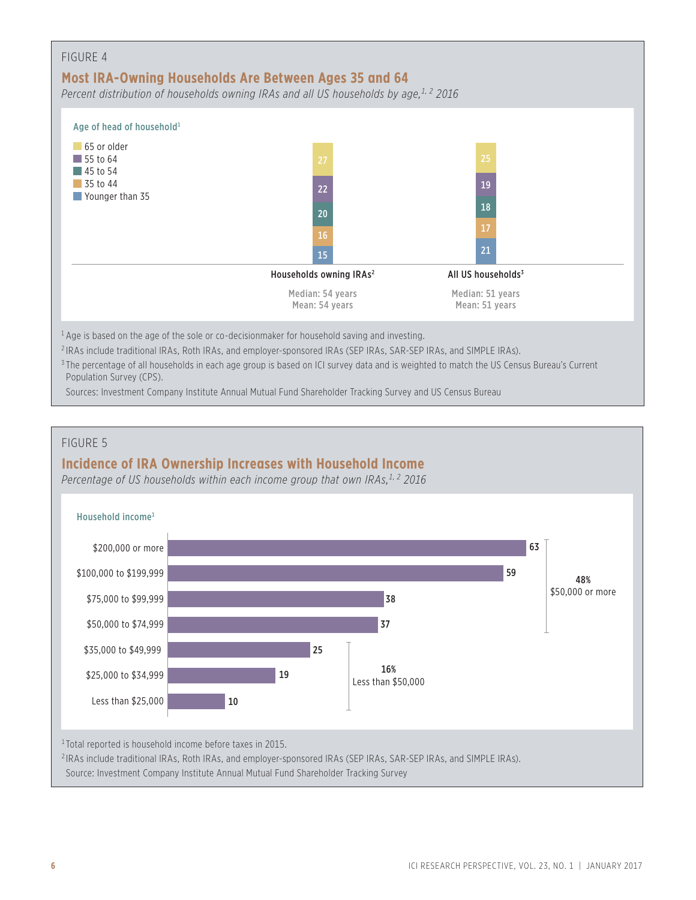FIGURE 4

## Most IRA-Owning Households Are Between Ages 35 and 64

*Percent distribution of households owning IRAs and all US households by age,[1, 2] 2016*

Age of head of household[1]

| Age of head of household | Households owning IRAs[2] | All US households[3] |
|---|---|---|
| 65 or older | 27 | 25 |
| 55 to 64 | 22 | 19 |
| 45 to 54 | 20 | 18 |
| 35 to 44 | 16 | 17 |
| Younger than 35 | 15 | 21 |
| | Median: 54 years<br>Mean: 54 years | Median: 51 years<br>Mean: 51 years |

[1] Age is based on the age of the sole or co-decisionmaker for household saving and investing.

[2] IRAs include traditional IRAs, Roth IRAs, and employer-sponsored IRAs (SEP IRAs, SAR-SEP IRAs, and SIMPLE IRAs).

[3] The percentage of all households in each age group is based on ICI survey data and is weighted to match the US Census Bureau's Current Population Survey (CPS).

Sources: Investment Company Institute Annual Mutual Fund Shareholder Tracking Survey and US Census Bureau

FIGURE 5

## Incidence of IRA Ownership Increases with Household Income

*Percentage of US households within each income group that own IRAs,[1, 2] 2016*

| Household income[1] | Percent |
|---|---|
| $200,000 or more | 63 |
| $100,000 to $199,999 | 59 |
| $75,000 to $99,999 | 38 |
| $50,000 to $74,999 | 37 |
| $35,000 to $49,999 | 25 |
| $25,000 to $34,999 | 19 |
| Less than $25,000 | 10 |

48% $50,000 or more

16% Less than $50,000

[1] Total reported is household income before taxes in 2015.

[2] IRAs include traditional IRAs, Roth IRAs, and employer-sponsored IRAs (SEP IRAs, SAR-SEP IRAs, and SIMPLE IRAs).

Source: Investment Company Institute Annual Mutual Fund Shareholder Tracking Survey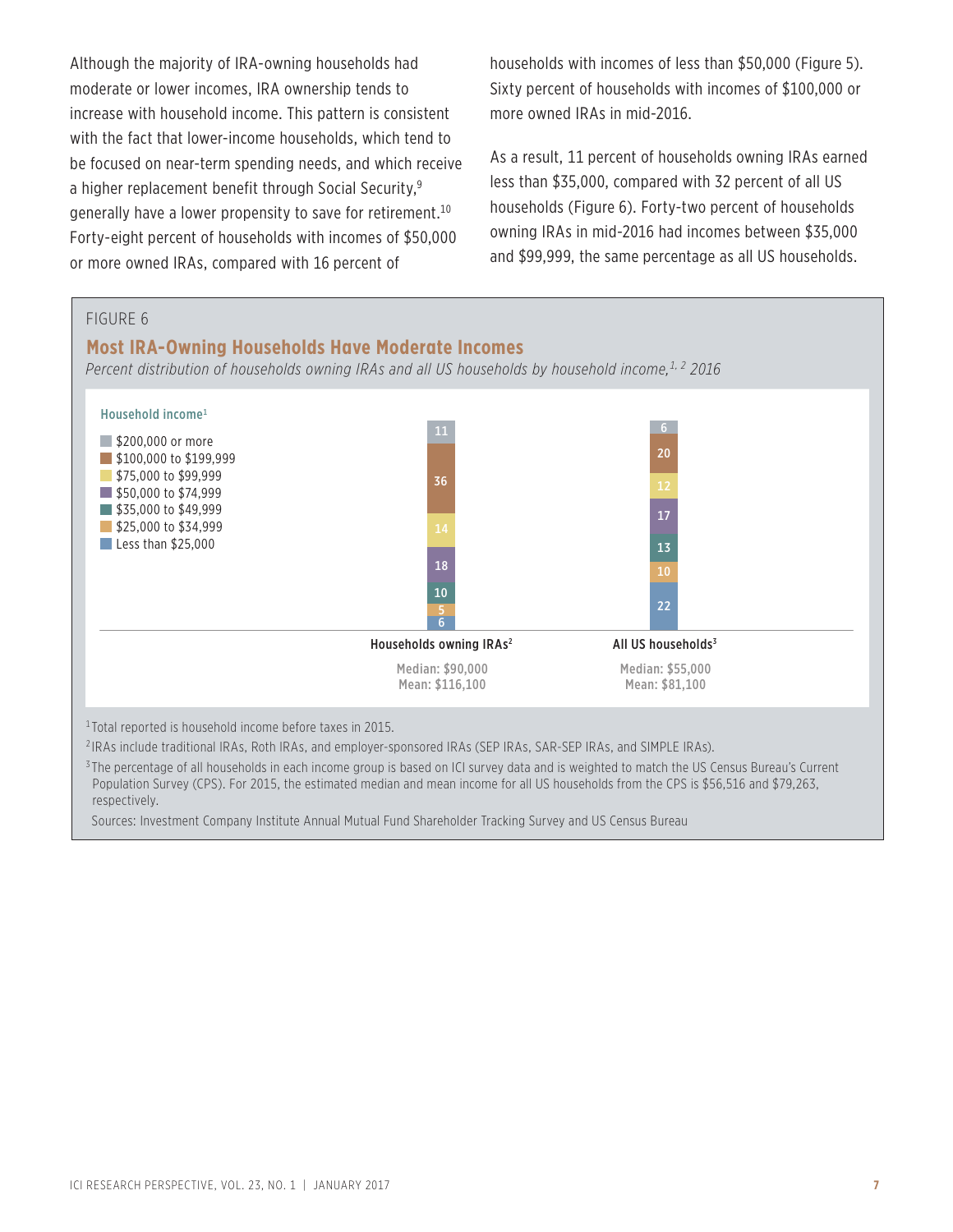Although the majority of IRA-owning households had moderate or lower incomes, IRA ownership tends to increase with household income. This pattern is consistent with the fact that lower-income households, which tend to be focused on near-term spending needs, and which receive a higher replacement benefit through Social Security,[9] generally have a lower propensity to save for retirement.[10] Forty-eight percent of households with incomes of $50,000 or more owned IRAs, compared with 16 percent of households with incomes of less than $50,000 (Figure 5). Sixty percent of households with incomes of $100,000 or more owned IRAs in mid-2016.

As a result, 11 percent of households owning IRAs earned less than $35,000, compared with 32 percent of all US households (Figure 6). Forty-two percent of households owning IRAs in mid-2016 had incomes between $35,000 and $99,999, the same percentage as all US households.

FIGURE 6

## Most IRA-Owning Households Have Moderate Incomes

*Percent distribution of households owning IRAs and all US households by household income,[1, 2] 2016*

| Household income[1] | Households owning IRAs[2] | All US households[3] |
|---|---|---|
| $200,000 or more | 11 | 6 |
| $100,000 to $199,999 | 36 | 20 |
| $75,000 to $99,999 | 14 | 12 |
| $50,000 to $74,999 | 18 | 17 |
| $35,000 to $49,999 | 10 | 13 |
| $25,000 to $34,999 | 5 | 10 |
| Less than $25,000 | 6 | 22 |
| Median | $90,000 | $55,000 |
| Mean | $116,100 | $81,100 |

[1] Total reported is household income before taxes in 2015.

[2] IRAs include traditional IRAs, Roth IRAs, and employer-sponsored IRAs (SEP IRAs, SAR-SEP IRAs, and SIMPLE IRAs).

[3] The percentage of all households in each income group is based on ICI survey data and is weighted to match the US Census Bureau's Current Population Survey (CPS). For 2015, the estimated median and mean income for all US households from the CPS is $56,516 and $79,263, respectively.

Sources: Investment Company Institute Annual Mutual Fund Shareholder Tracking Survey and US Census Bureau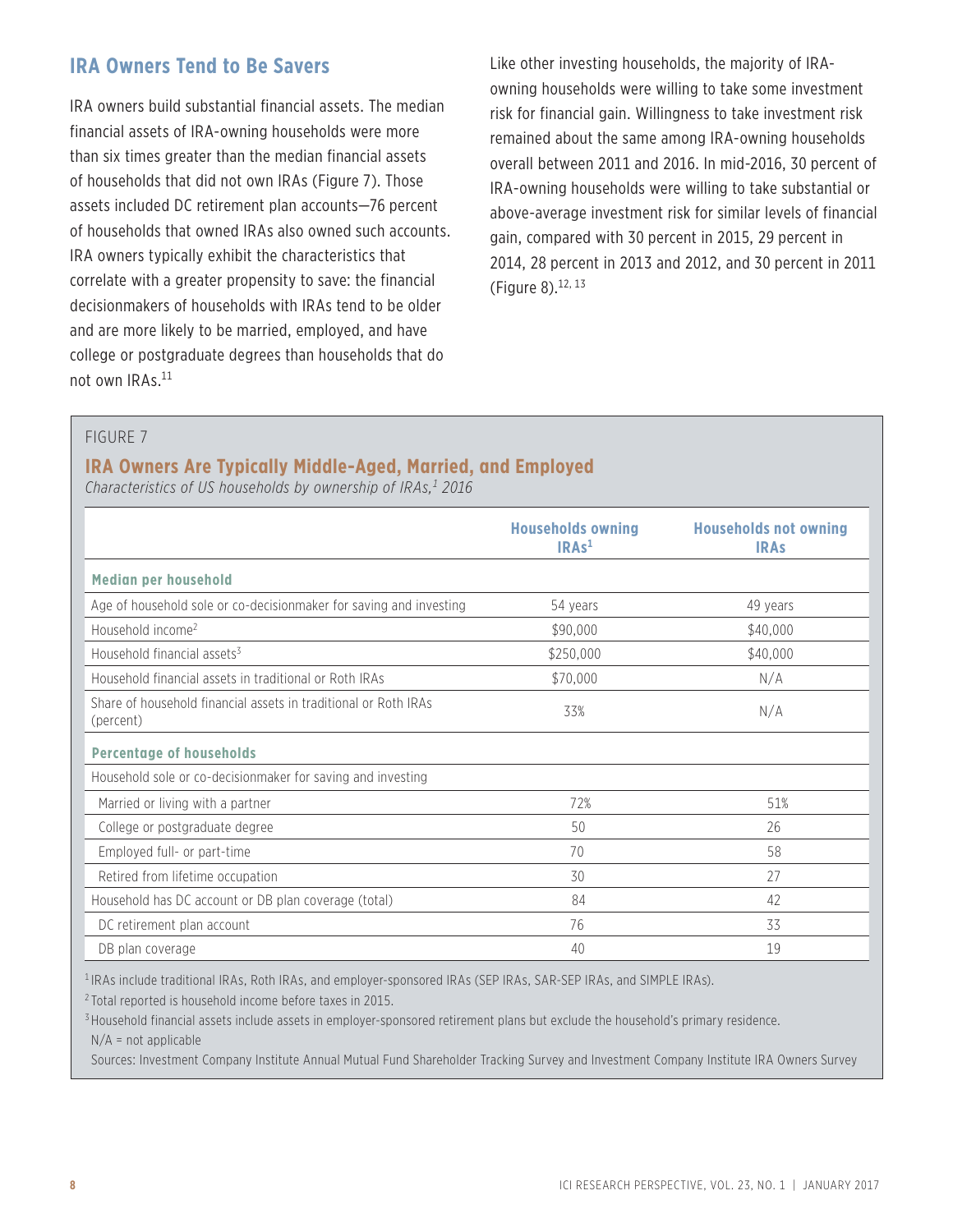## IRA Owners Tend to Be Savers

IRA owners build substantial financial assets. The median financial assets of IRA-owning households were more than six times greater than the median financial assets of households that did not own IRAs (Figure 7). Those assets included DC retirement plan accounts—76 percent of households that owned IRAs also owned such accounts. IRA owners typically exhibit the characteristics that correlate with a greater propensity to save: the financial decisionmakers of households with IRAs tend to be older and are more likely to be married, employed, and have college or postgraduate degrees than households that do not own IRAs.[11]

Like other investing households, the majority of IRA-owning households were willing to take some investment risk for financial gain. Willingness to take investment risk remained about the same among IRA-owning households overall between 2011 and 2016. In mid-2016, 30 percent of IRA-owning households were willing to take substantial or above-average investment risk for similar levels of financial gain, compared with 30 percent in 2015, 29 percent in 2014, 28 percent in 2013 and 2012, and 30 percent in 2011 (Figure 8).[12, 13]

FIGURE 7

### IRA Owners Are Typically Middle-Aged, Married, and Employed

*Characteristics of US households by ownership of IRAs,[1] 2016*

| | Households owning IRAs[1] | Households not owning IRAs |
|---|---|---|
| **Median per household** | | |
| Age of household sole or co-decisionmaker for saving and investing | 54 years | 49 years |
| Household income[2] | $90,000 | $40,000 |
| Household financial assets[3] | $250,000 | $40,000 |
| Household financial assets in traditional or Roth IRAs | $70,000 | N/A |
| Share of household financial assets in traditional or Roth IRAs (percent) | 33% | N/A |
| **Percentage of households** | | |
| Household sole or co-decisionmaker for saving and investing | | |
| Married or living with a partner | 72% | 51% |
| College or postgraduate degree | 50 | 26 |
| Employed full- or part-time | 70 | 58 |
| Retired from lifetime occupation | 30 | 27 |
| Household has DC account or DB plan coverage (total) | 84 | 42 |
| DC retirement plan account | 76 | 33 |
| DB plan coverage | 40 | 19 |

[1] IRAs include traditional IRAs, Roth IRAs, and employer-sponsored IRAs (SEP IRAs, SAR-SEP IRAs, and SIMPLE IRAs).

[2] Total reported is household income before taxes in 2015.

[3] Household financial assets include assets in employer-sponsored retirement plans but exclude the household's primary residence.

N/A = not applicable

Sources: Investment Company Institute Annual Mutual Fund Shareholder Tracking Survey and Investment Company Institute IRA Owners Survey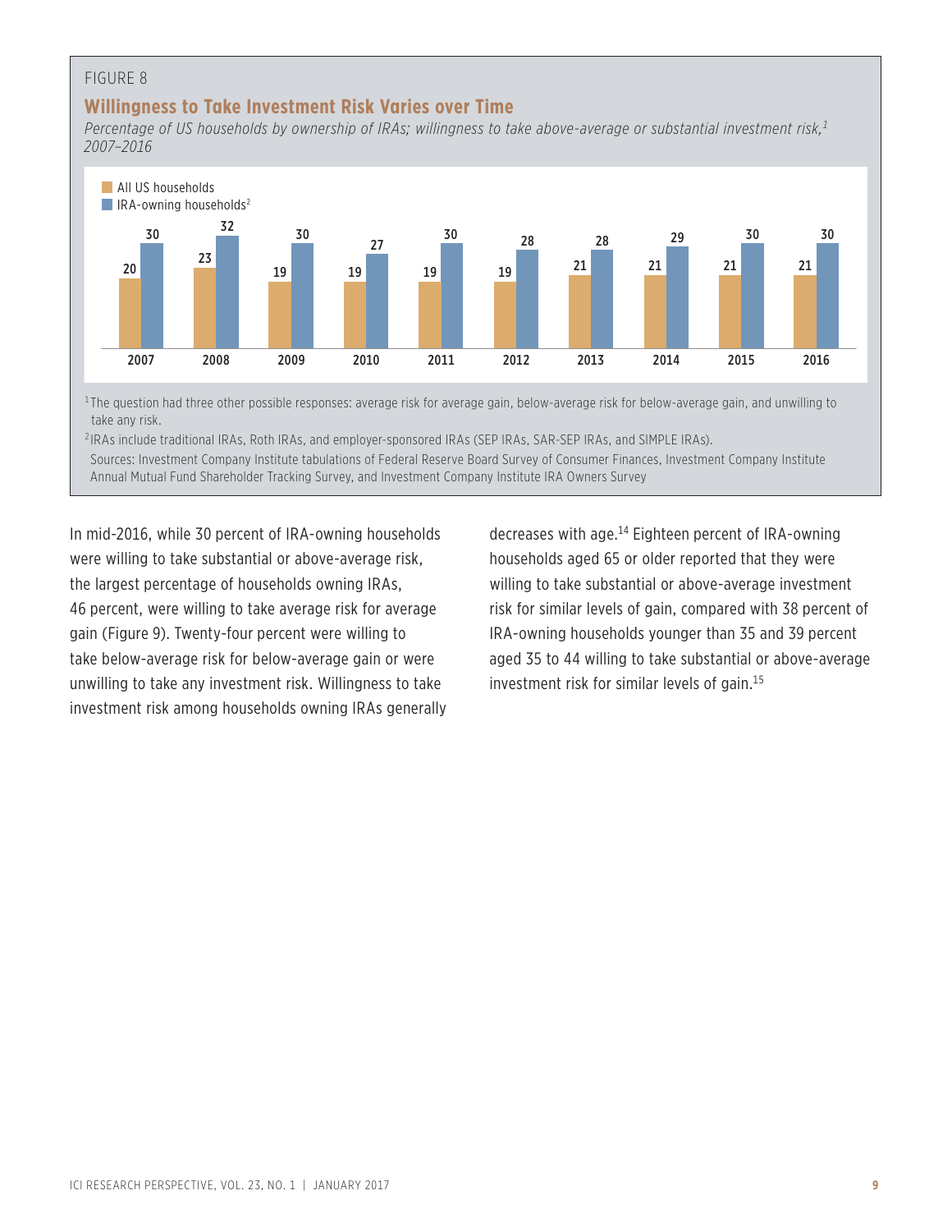FIGURE 8

## Willingness to Take Investment Risk Varies over Time

*Percentage of US households by ownership of IRAs; willingness to take above-average or substantial investment risk,[1] 2007–2016*

| Year | All US households | IRA-owning households[2] |
|---|---|---|
| 2007 | 20 | 30 |
| 2008 | 23 | 32 |
| 2009 | 19 | 30 |
| 2010 | 19 | 27 |
| 2011 | 19 | 30 |
| 2012 | 19 | 28 |
| 2013 | 21 | 28 |
| 2014 | 21 | 29 |
| 2015 | 21 | 30 |
| 2016 | 21 | 30 |

[1] The question had three other possible responses: average risk for average gain, below-average risk for below-average gain, and unwilling to take any risk.

[2] IRAs include traditional IRAs, Roth IRAs, and employer-sponsored IRAs (SEP IRAs, SAR-SEP IRAs, and SIMPLE IRAs).

Sources: Investment Company Institute tabulations of Federal Reserve Board Survey of Consumer Finances, Investment Company Institute Annual Mutual Fund Shareholder Tracking Survey, and Investment Company Institute IRA Owners Survey

In mid-2016, while 30 percent of IRA-owning households were willing to take substantial or above-average risk, the largest percentage of households owning IRAs, 46 percent, were willing to take average risk for average gain (Figure 9). Twenty-four percent were willing to take below-average risk for below-average gain or were unwilling to take any investment risk. Willingness to take investment risk among households owning IRAs generally decreases with age.[14] Eighteen percent of IRA-owning households aged 65 or older reported that they were willing to take substantial or above-average investment risk for similar levels of gain, compared with 38 percent of IRA-owning households younger than 35 and 39 percent aged 35 to 44 willing to take substantial or above-average investment risk for similar levels of gain.[15]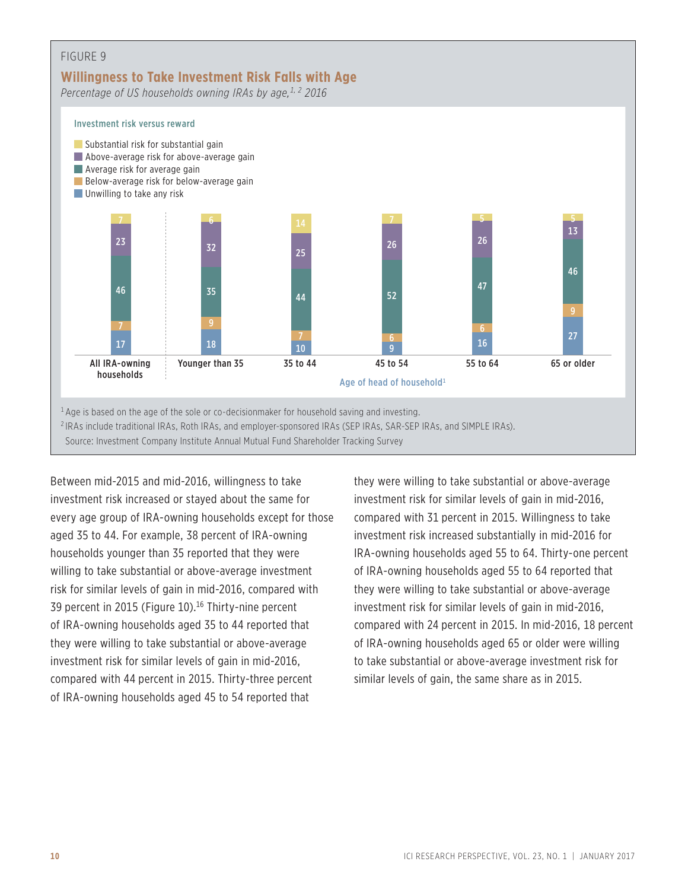FIGURE 9

## Willingness to Take Investment Risk Falls with Age

*Percentage of US households owning IRAs by age,[1, 2] 2016*

Investment risk versus reward

| Age of head of household[1] | Substantial risk for substantial gain | Above-average risk for above-average gain | Average risk for average gain | Below-average risk for below-average gain | Unwilling to take any risk |
|---|---|---|---|---|---|
| All IRA-owning households | 7 | 23 | 46 | 7 | 17 |
| Younger than 35 | 6 | 32 | 35 | 9 | 18 |
| 35 to 44 | 14 | 25 | 44 | 7 | 10 |
| 45 to 54 | 7 | 26 | 52 | 6 | 9 |
| 55 to 64 | 5 | 26 | 47 | 6 | 16 |
| 65 or older | 5 | 13 | 46 | 9 | 27 |

[1] Age is based on the age of the sole or co-decisionmaker for household saving and investing.

[2] IRAs include traditional IRAs, Roth IRAs, and employer-sponsored IRAs (SEP IRAs, SAR-SEP IRAs, and SIMPLE IRAs).

Source: Investment Company Institute Annual Mutual Fund Shareholder Tracking Survey

Between mid-2015 and mid-2016, willingness to take investment risk increased or stayed about the same for every age group of IRA-owning households except for those aged 35 to 44. For example, 38 percent of IRA-owning households younger than 35 reported that they were willing to take substantial or above-average investment risk for similar levels of gain in mid-2016, compared with 39 percent in 2015 (Figure 10).[16] Thirty-nine percent of IRA-owning households aged 35 to 44 reported that they were willing to take substantial or above-average investment risk for similar levels of gain in mid-2016, compared with 44 percent in 2015. Thirty-three percent of IRA-owning households aged 45 to 54 reported that they were willing to take substantial or above-average investment risk for similar levels of gain in mid-2016, compared with 31 percent in 2015. Willingness to take investment risk increased substantially in mid-2016 for IRA-owning households aged 55 to 64. Thirty-one percent of IRA-owning households aged 55 to 64 reported that they were willing to take substantial or above-average investment risk for similar levels of gain in mid-2016, compared with 24 percent in 2015. In mid-2016, 18 percent of IRA-owning households aged 65 or older were willing to take substantial or above-average investment risk for similar levels of gain, the same share as in 2015.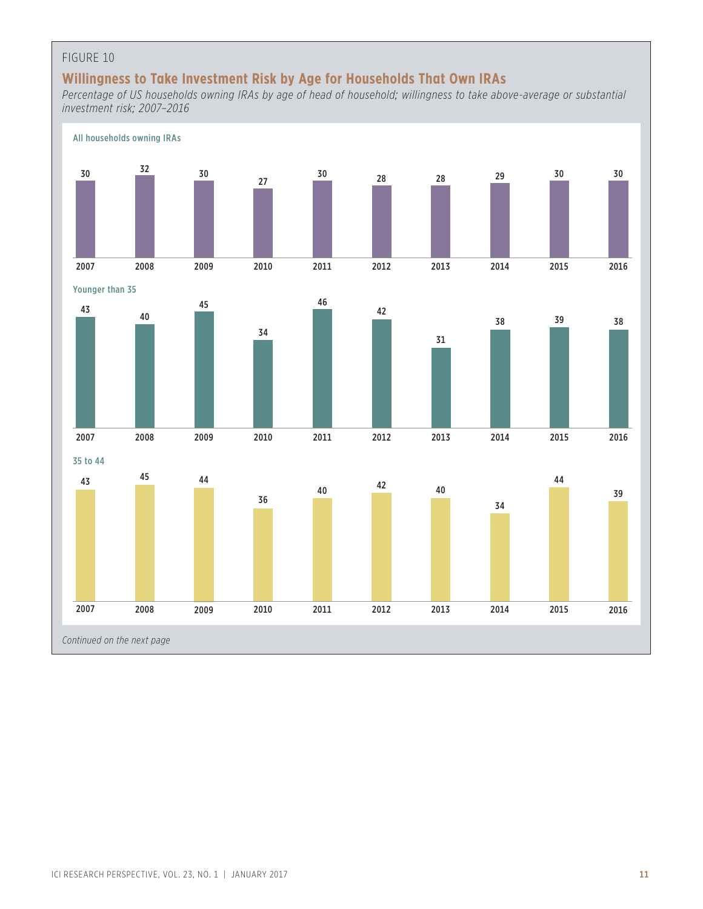FIGURE 10

## Willingness to Take Investment Risk by Age for Households That Own IRAs

*Percentage of US households owning IRAs by age of head of household; willingness to take above-average or substantial investment risk; 2007–2016*

**All households owning IRAs**

| 2007 | 2008 | 2009 | 2010 | 2011 | 2012 | 2013 | 2014 | 2015 | 2016 |
|---|---|---|---|---|---|---|---|---|---|
| 30 | 32 | 30 | 27 | 30 | 28 | 28 | 29 | 30 | 30 |

**Younger than 35**

| 2007 | 2008 | 2009 | 2010 | 2011 | 2012 | 2013 | 2014 | 2015 | 2016 |
|---|---|---|---|---|---|---|---|---|---|
| 43 | 40 | 45 | 34 | 46 | 42 | 31 | 38 | 39 | 38 |

**35 to 44**

| 2007 | 2008 | 2009 | 2010 | 2011 | 2012 | 2013 | 2014 | 2015 | 2016 |
|---|---|---|---|---|---|---|---|---|---|
| 43 | 45 | 44 | 36 | 40 | 42 | 40 | 34 | 44 | 39 |

*Continued on the next page*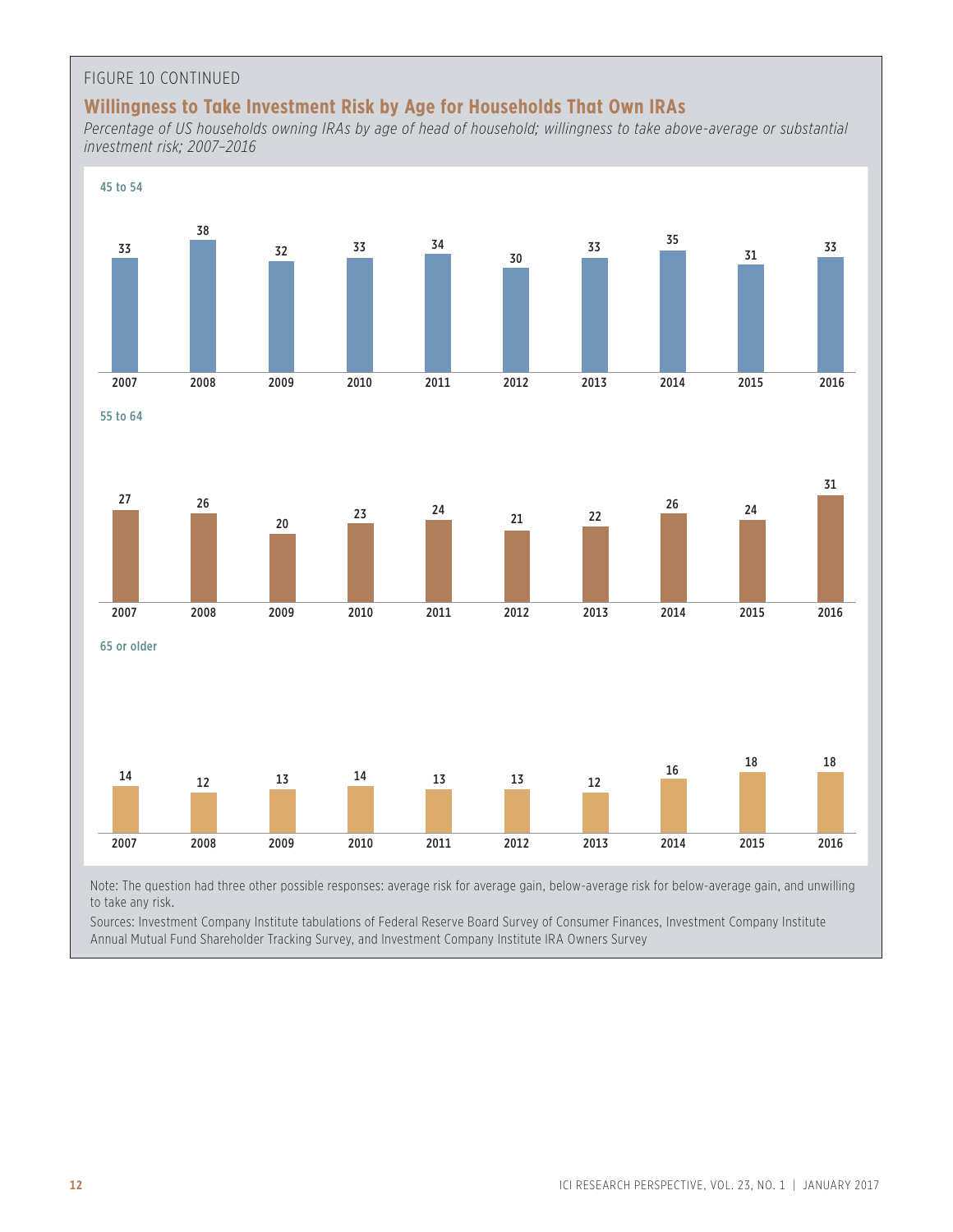FIGURE 10 CONTINUED

## Willingness to Take Investment Risk by Age for Households That Own IRAs

*Percentage of US households owning IRAs by age of head of household; willingness to take above-average or substantial investment risk; 2007–2016*

| Age | 2007 | 2008 | 2009 | 2010 | 2011 | 2012 | 2013 | 2014 | 2015 | 2016 |
|---|---|---|---|---|---|---|---|---|---|---|
| 45 to 54 | 33 | 38 | 32 | 33 | 34 | 30 | 33 | 35 | 31 | 33 |
| 55 to 64 | 27 | 26 | 20 | 23 | 24 | 21 | 22 | 26 | 24 | 31 |
| 65 or older | 14 | 12 | 13 | 14 | 13 | 13 | 12 | 16 | 18 | 18 |

Note: The question had three other possible responses: average risk for average gain, below-average risk for below-average gain, and unwilling to take any risk.

Sources: Investment Company Institute tabulations of Federal Reserve Board Survey of Consumer Finances, Investment Company Institute Annual Mutual Fund Shareholder Tracking Survey, and Investment Company Institute IRA Owners Survey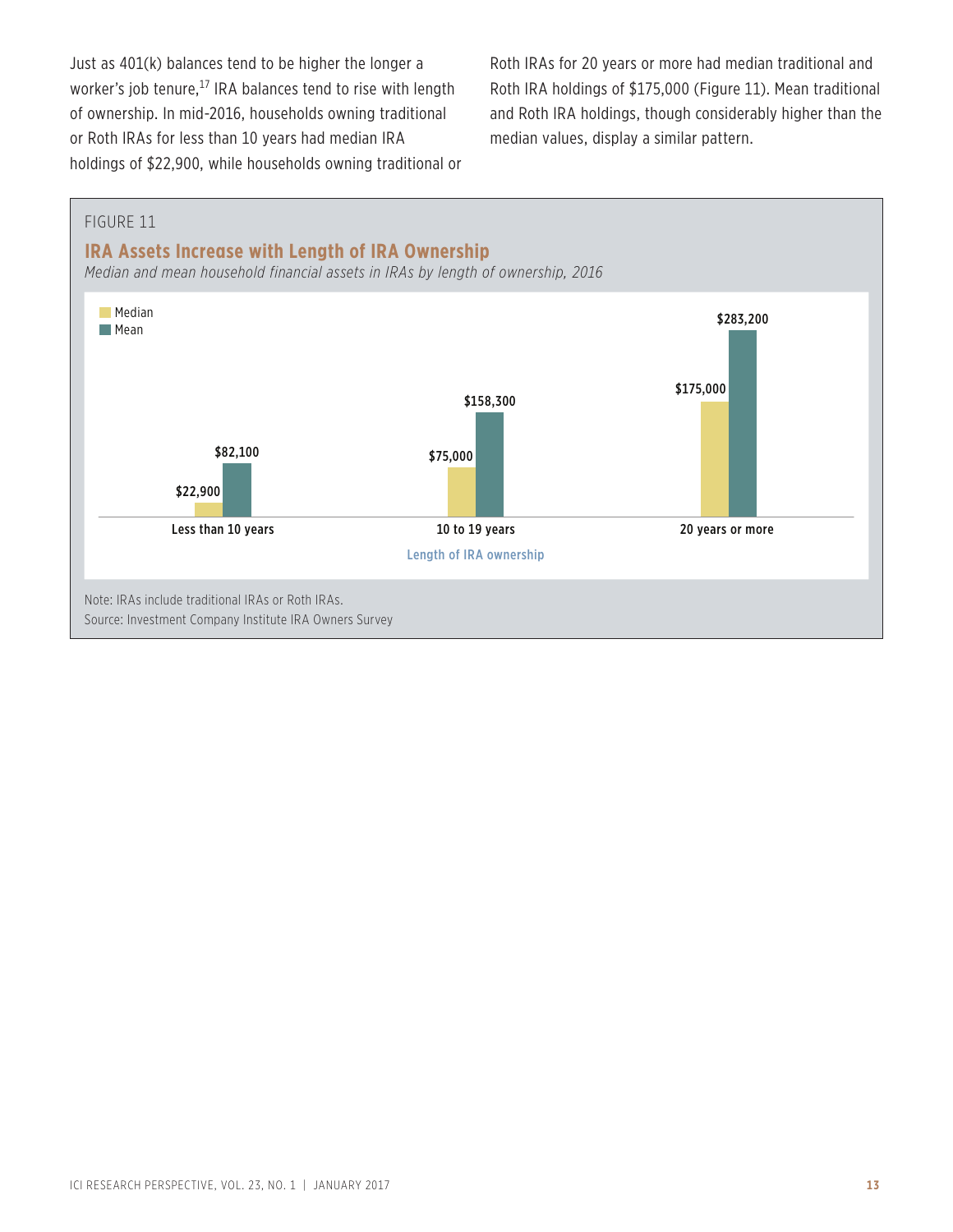Just as 401(k) balances tend to be higher the longer a worker's job tenure,[17] IRA balances tend to rise with length of ownership. In mid-2016, households owning traditional or Roth IRAs for less than 10 years had median IRA holdings of $22,900, while households owning traditional or Roth IRAs for 20 years or more had median traditional and Roth IRA holdings of $175,000 (Figure 11). Mean traditional and Roth IRA holdings, though considerably higher than the median values, display a similar pattern.

FIGURE 11

## IRA Assets Increase with Length of IRA Ownership

*Median and mean household financial assets in IRAs by length of ownership, 2016*

| Length of IRA ownership | Median | Mean |
|---|---|---|
| Less than 10 years | $22,900 | $82,100 |
| 10 to 19 years | $75,000 | $158,300 |
| 20 years or more | $175,000 | $283,200 |

Note: IRAs include traditional IRAs or Roth IRAs.

Source: Investment Company Institute IRA Owners Survey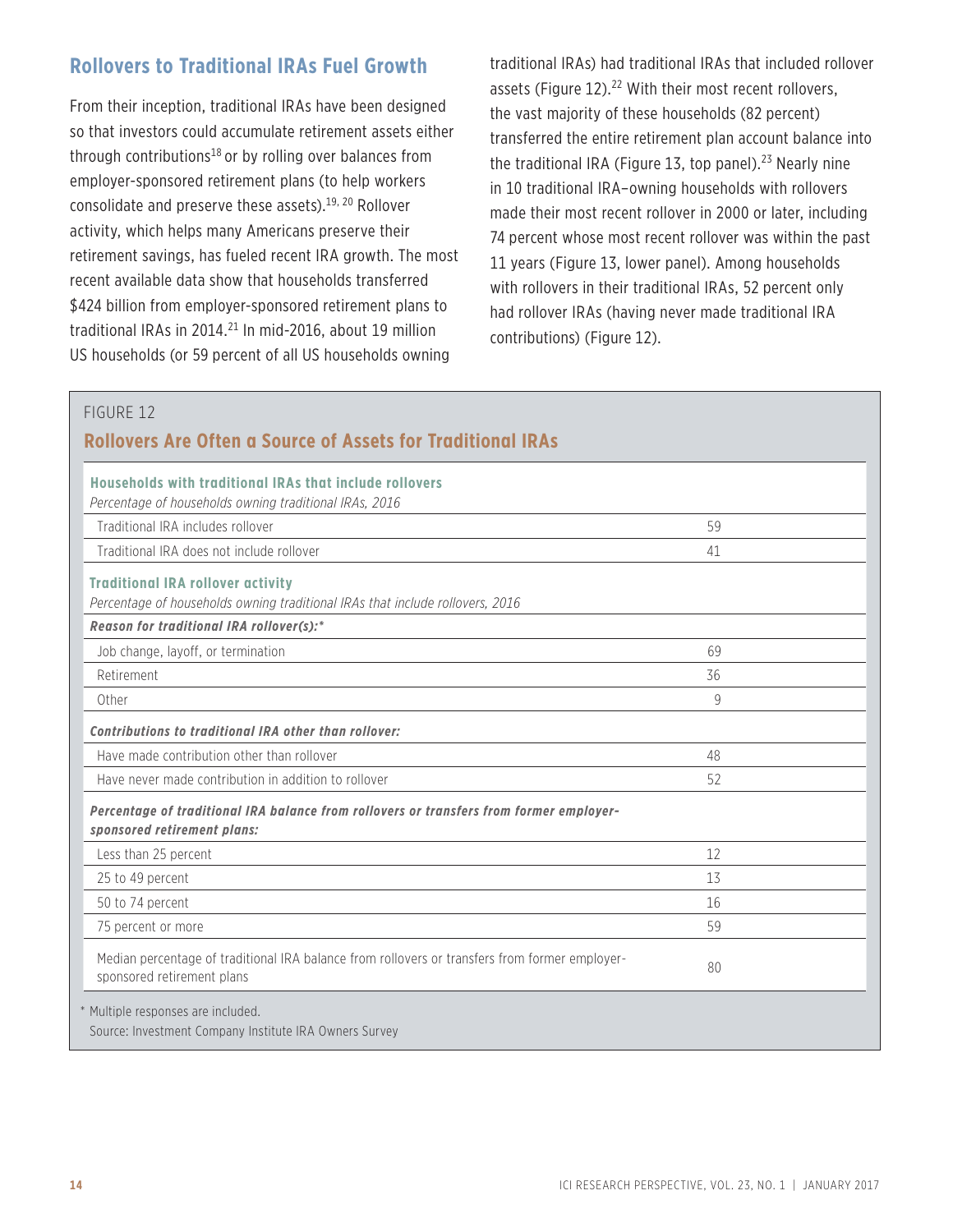## Rollovers to Traditional IRAs Fuel Growth

From their inception, traditional IRAs have been designed so that investors could accumulate retirement assets either through contributions[18] or by rolling over balances from employer-sponsored retirement plans (to help workers consolidate and preserve these assets).[19, 20] Rollover activity, which helps many Americans preserve their retirement savings, has fueled recent IRA growth. The most recent available data show that households transferred $424 billion from employer-sponsored retirement plans to traditional IRAs in 2014.[21] In mid-2016, about 19 million US households (or 59 percent of all US households owning traditional IRAs) had traditional IRAs that included rollover assets (Figure 12).[22] With their most recent rollovers, the vast majority of these households (82 percent) transferred the entire retirement plan account balance into the traditional IRA (Figure 13, top panel).[23] Nearly nine in 10 traditional IRA–owning households with rollovers made their most recent rollover in 2000 or later, including 74 percent whose most recent rollover was within the past 11 years (Figure 13, lower panel). Among households with rollovers in their traditional IRAs, 52 percent only had rollover IRAs (having never made traditional IRA contributions) (Figure 12).

FIGURE 12

### Rollovers Are Often a Source of Assets for Traditional IRAs

| **Households with traditional IRAs that include rollovers**<br>*Percentage of households owning traditional IRAs, 2016* | |
|---|---|
| Traditional IRA includes rollover | 59 |
| Traditional IRA does not include rollover | 41 |
| **Traditional IRA rollover activity**<br>*Percentage of households owning traditional IRAs that include rollovers, 2016* | |
| ***Reason for traditional IRA rollover(s):**** | |
| Job change, layoff, or termination | 69 |
| Retirement | 36 |
| Other | 9 |
| ***Contributions to traditional IRA other than rollover:*** | |
| Have made contribution other than rollover | 48 |
| Have never made contribution in addition to rollover | 52 |
| ***Percentage of traditional IRA balance from rollovers or transfers from former employer-sponsored retirement plans:*** | |
| Less than 25 percent | 12 |
| 25 to 49 percent | 13 |
| 50 to 74 percent | 16 |
| 75 percent or more | 59 |
| Median percentage of traditional IRA balance from rollovers or transfers from former employer-sponsored retirement plans | 80 |

\* Multiple responses are included.

Source: Investment Company Institute IRA Owners Survey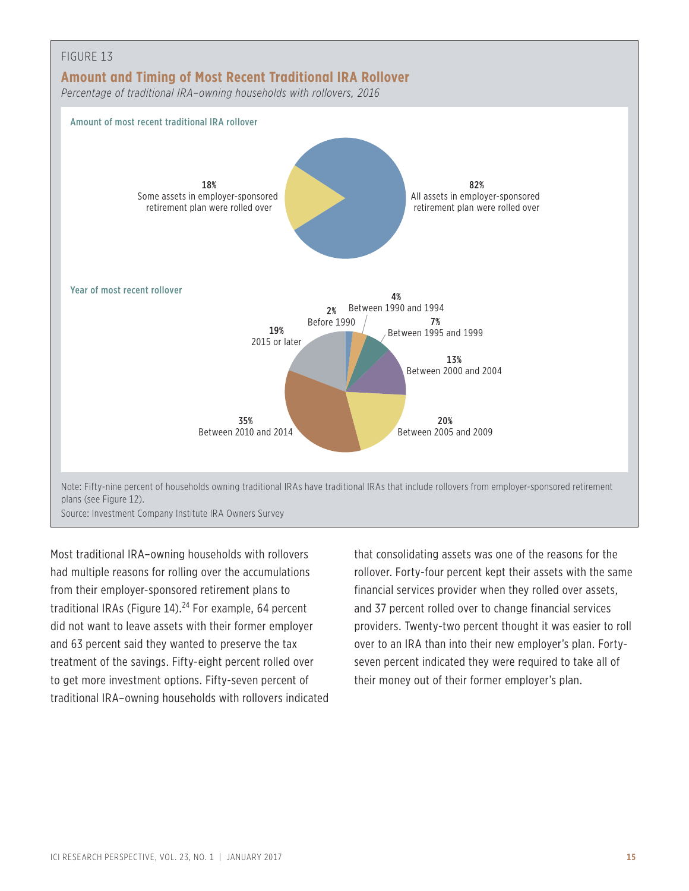FIGURE 13

## Amount and Timing of Most Recent Traditional IRA Rollover

*Percentage of traditional IRA–owning households with rollovers, 2016*

**Amount of most recent traditional IRA rollover**

| Amount | Percentage |
|---|---|
| All assets in employer-sponsored retirement plan were rolled over | 82% |
| Some assets in employer-sponsored retirement plan were rolled over | 18% |

**Year of most recent rollover**

| Year | Percentage |
|---|---|
| Before 1990 | 2% |
| Between 1990 and 1994 | 4% |
| Between 1995 and 1999 | 7% |
| Between 2000 and 2004 | 13% |
| Between 2005 and 2009 | 20% |
| Between 2010 and 2014 | 35% |
| 2015 or later | 19% |

Note: Fifty-nine percent of households owning traditional IRAs have traditional IRAs that include rollovers from employer-sponsored retirement plans (see Figure 12).

Source: Investment Company Institute IRA Owners Survey

Most traditional IRA–owning households with rollovers had multiple reasons for rolling over the accumulations from their employer-sponsored retirement plans to traditional IRAs (Figure 14).[24] For example, 64 percent did not want to leave assets with their former employer and 63 percent said they wanted to preserve the tax treatment of the savings. Fifty-eight percent rolled over to get more investment options. Fifty-seven percent of traditional IRA–owning households with rollovers indicated that consolidating assets was one of the reasons for the rollover. Forty-four percent kept their assets with the same financial services provider when they rolled over assets, and 37 percent rolled over to change financial services providers. Twenty-two percent thought it was easier to roll over to an IRA than into their new employer's plan. Forty-seven percent indicated they were required to take all of their money out of their former employer's plan.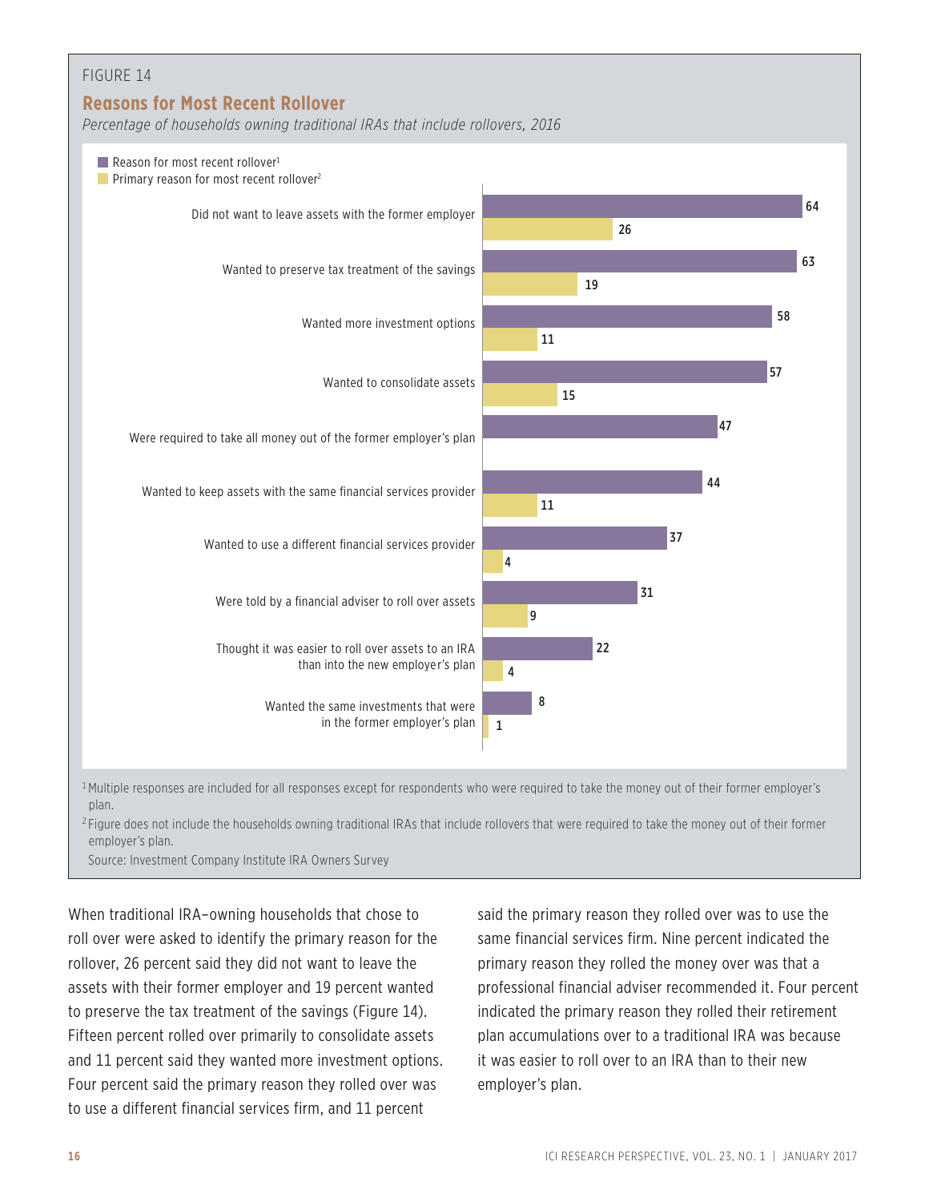FIGURE 14

## Reasons for Most Recent Rollover

*Percentage of households owning traditional IRAs that include rollovers, 2016*

| | Reason for most recent rollover[1] | Primary reason for most recent rollover[2] |
|---|---|---|
| Did not want to leave assets with the former employer | 64 | 26 |
| Wanted to preserve tax treatment of the savings | 63 | 19 |
| Wanted more investment options | 58 | 11 |
| Wanted to consolidate assets | 57 | 15 |
| Were required to take all money out of the former employer's plan | 47 | |
| Wanted to keep assets with the same financial services provider | 44 | 11 |
| Wanted to use a different financial services provider | 37 | 4 |
| Were told by a financial adviser to roll over assets | 31 | 9 |
| Thought it was easier to roll over assets to an IRA than into the new employer's plan | 22 | 4 |
| Wanted the same investments that were in the former employer's plan | 8 | 1 |

[1] Multiple responses are included for all responses except for respondents who were required to take the money out of their former employer's plan.

[2] Figure does not include the households owning traditional IRAs that include rollovers that were required to take the money out of their former employer's plan.

Source: Investment Company Institute IRA Owners Survey

When traditional IRA–owning households that chose to roll over were asked to identify the primary reason for the rollover, 26 percent said they did not want to leave the assets with their former employer and 19 percent wanted to preserve the tax treatment of the savings (Figure 14). Fifteen percent rolled over primarily to consolidate assets and 11 percent said they wanted more investment options. Four percent said the primary reason they rolled over was to use a different financial services firm, and 11 percent said the primary reason they rolled over was to use the same financial services firm. Nine percent indicated the primary reason they rolled the money over was that a professional financial adviser recommended it. Four percent indicated the primary reason they rolled their retirement plan accumulations over to a traditional IRA was because it was easier to roll over to an IRA than to their new employer's plan.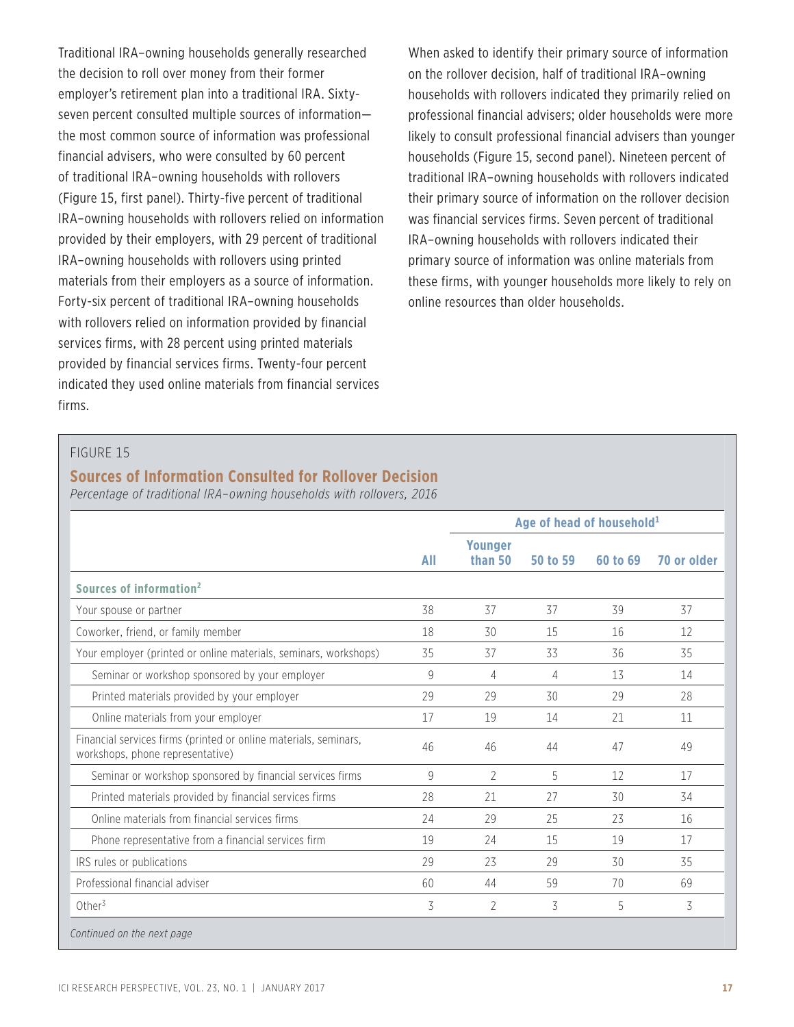Traditional IRA–owning households generally researched the decision to roll over money from their former employer's retirement plan into a traditional IRA. Sixty-seven percent consulted multiple sources of information—the most common source of information was professional financial advisers, who were consulted by 60 percent of traditional IRA–owning households with rollovers (Figure 15, first panel). Thirty-five percent of traditional IRA–owning households with rollovers relied on information provided by their employers, with 29 percent of traditional IRA–owning households with rollovers using printed materials from their employers as a source of information. Forty-six percent of traditional IRA–owning households with rollovers relied on information provided by financial services firms, with 28 percent using printed materials provided by financial services firms. Twenty-four percent indicated they used online materials from financial services firms.

When asked to identify their primary source of information on the rollover decision, half of traditional IRA–owning households with rollovers indicated they primarily relied on professional financial advisers; older households were more likely to consult professional financial advisers than younger households (Figure 15, second panel). Nineteen percent of traditional IRA–owning households with rollovers indicated their primary source of information on the rollover decision was financial services firms. Seven percent of traditional IRA–owning households with rollovers indicated their primary source of information was online materials from these firms, with younger households more likely to rely on online resources than older households.

FIGURE 15

## Sources of Information Consulted for Rollover Decision

*Percentage of traditional IRA–owning households with rollovers, 2016*

| | | Age of head of household[1] | | | |
|---|---|---|---|---|---|
| | All | Younger than 50 | 50 to 59 | 60 to 69 | 70 or older |
| **Sources of information[2]** | | | | | |
| Your spouse or partner | 38 | 37 | 37 | 39 | 37 |
| Coworker, friend, or family member | 18 | 30 | 15 | 16 | 12 |
| Your employer (printed or online materials, seminars, workshops) | 35 | 37 | 33 | 36 | 35 |
| Seminar or workshop sponsored by your employer | 9 | 4 | 4 | 13 | 14 |
| Printed materials provided by your employer | 29 | 29 | 30 | 29 | 28 |
| Online materials from your employer | 17 | 19 | 14 | 21 | 11 |
| Financial services firms (printed or online materials, seminars, workshops, phone representative) | 46 | 46 | 44 | 47 | 49 |
| Seminar or workshop sponsored by financial services firms | 9 | 2 | 5 | 12 | 17 |
| Printed materials provided by financial services firms | 28 | 21 | 27 | 30 | 34 |
| Online materials from financial services firms | 24 | 29 | 25 | 23 | 16 |
| Phone representative from a financial services firm | 19 | 24 | 15 | 19 | 17 |
| IRS rules or publications | 29 | 23 | 29 | 30 | 35 |
| Professional financial adviser | 60 | 44 | 59 | 70 | 69 |
| Other[3] | 3 | 2 | 3 | 5 | 3 |

*Continued on the next page*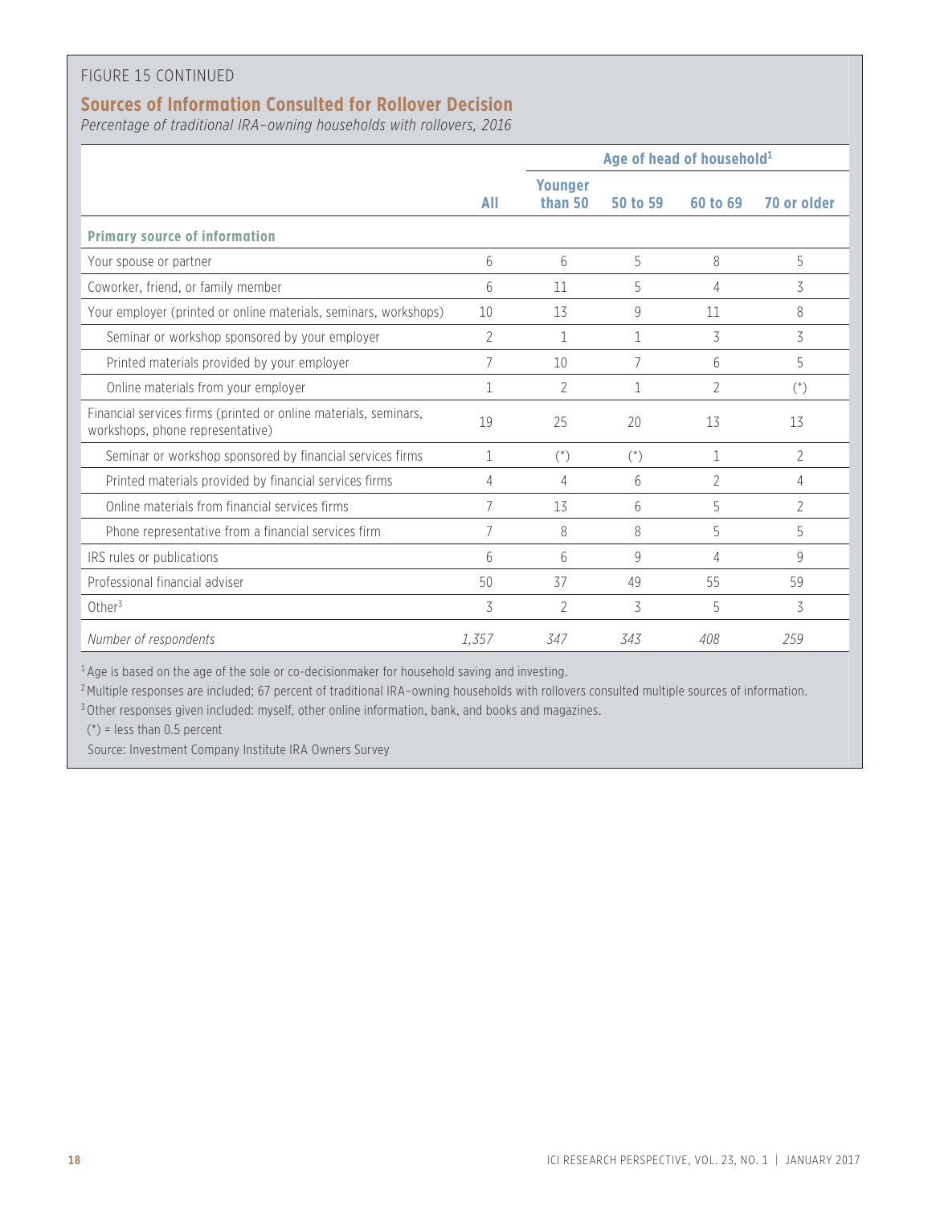FIGURE 15 CONTINUED

## Sources of Information Consulted for Rollover Decision

*Percentage of traditional IRA–owning households with rollovers, 2016*

| | All | Age of head of household[1] | | | |
|---|---|---|---|---|---|
| | | Younger than 50 | 50 to 59 | 60 to 69 | 70 or older |
| **Primary source of information** | | | | | |
| Your spouse or partner | 6 | 6 | 5 | 8 | 5 |
| Coworker, friend, or family member | 6 | 11 | 5 | 4 | 3 |
| Your employer (printed or online materials, seminars, workshops) | 10 | 13 | 9 | 11 | 8 |
| Seminar or workshop sponsored by your employer | 2 | 1 | 1 | 3 | 3 |
| Printed materials provided by your employer | 7 | 10 | 7 | 6 | 5 |
| Online materials from your employer | 1 | 2 | 1 | 2 | (*) |
| Financial services firms (printed or online materials, seminars, workshops, phone representative) | 19 | 25 | 20 | 13 | 13 |
| Seminar or workshop sponsored by financial services firms | 1 | (*) | (*) | 1 | 2 |
| Printed materials provided by financial services firms | 4 | 4 | 6 | 2 | 4 |
| Online materials from financial services firms | 7 | 13 | 6 | 5 | 2 |
| Phone representative from a financial services firm | 7 | 8 | 8 | 5 | 5 |
| IRS rules or publications | 6 | 6 | 9 | 4 | 9 |
| Professional financial adviser | 50 | 37 | 49 | 55 | 59 |
| Other[3] | 3 | 2 | 3 | 5 | 3 |
| *Number of respondents* | *1,357* | *347* | *343* | *408* | *259* |

[1] Age is based on the age of the sole or co-decisionmaker for household saving and investing.

[2] Multiple responses are included; 67 percent of traditional IRA–owning households with rollovers consulted multiple sources of information.

[3] Other responses given included: myself, other online information, bank, and books and magazines.

(*) = less than 0.5 percent

Source: Investment Company Institute IRA Owners Survey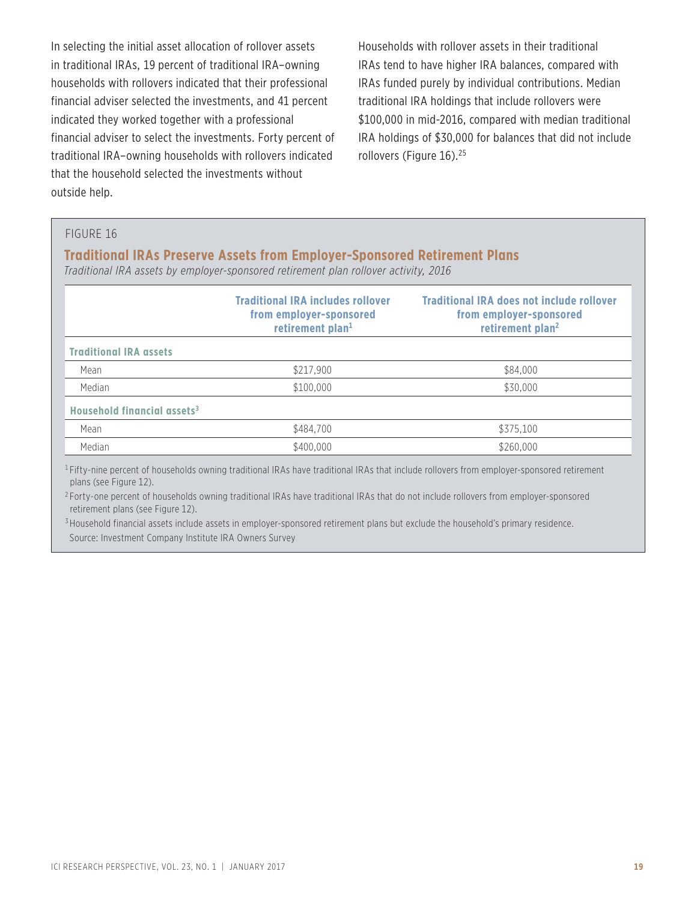In selecting the initial asset allocation of rollover assets in traditional IRAs, 19 percent of traditional IRA–owning households with rollovers indicated that their professional financial adviser selected the investments, and 41 percent indicated they worked together with a professional financial adviser to select the investments. Forty percent of traditional IRA–owning households with rollovers indicated that the household selected the investments without outside help.

Households with rollover assets in their traditional IRAs tend to have higher IRA balances, compared with IRAs funded purely by individual contributions. Median traditional IRA holdings that include rollovers were $100,000 in mid-2016, compared with median traditional IRA holdings of $30,000 for balances that did not include rollovers (Figure 16).[25]

FIGURE 16

**Traditional IRAs Preserve Assets from Employer-Sponsored Retirement Plans**

*Traditional IRA assets by employer-sponsored retirement plan rollover activity, 2016*

| | Traditional IRA includes rollover from employer-sponsored retirement plan[1] | Traditional IRA does not include rollover from employer-sponsored retirement plan[2] |
|---|---|---|
| **Traditional IRA assets** | | |
| Mean | $217,900 | $84,000 |
| Median | $100,000 | $30,000 |
| **Household financial assets[3]** | | |
| Mean | $484,700 | $375,100 |
| Median | $400,000 | $260,000 |

[1] Fifty-nine percent of households owning traditional IRAs have traditional IRAs that include rollovers from employer-sponsored retirement plans (see Figure 12).

[2] Forty-one percent of households owning traditional IRAs have traditional IRAs that do not include rollovers from employer-sponsored retirement plans (see Figure 12).

[3] Household financial assets include assets in employer-sponsored retirement plans but exclude the household's primary residence.

Source: Investment Company Institute IRA Owners Survey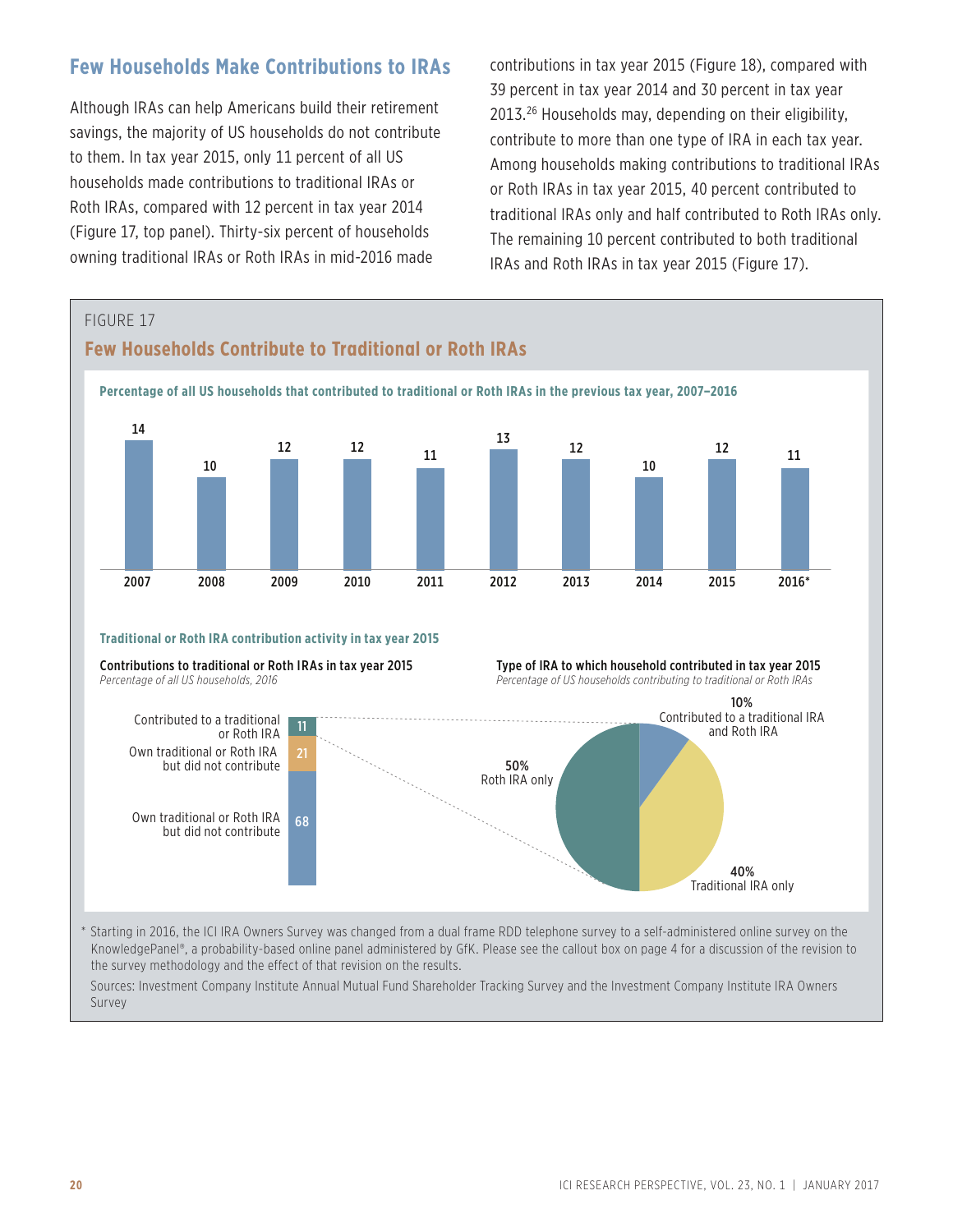## Few Households Make Contributions to IRAs

Although IRAs can help Americans build their retirement savings, the majority of US households do not contribute to them. In tax year 2015, only 11 percent of all US households made contributions to traditional IRAs or Roth IRAs, compared with 12 percent in tax year 2014 (Figure 17, top panel). Thirty-six percent of households owning traditional IRAs or Roth IRAs in mid-2016 made contributions in tax year 2015 (Figure 18), compared with 39 percent in tax year 2014 and 30 percent in tax year 2013.[26] Households may, depending on their eligibility, contribute to more than one type of IRA in each tax year. Among households making contributions to traditional IRAs or Roth IRAs in tax year 2015, 40 percent contributed to traditional IRAs only and half contributed to Roth IRAs only. The remaining 10 percent contributed to both traditional IRAs and Roth IRAs in tax year 2015 (Figure 17).

FIGURE 17

### Few Households Contribute to Traditional or Roth IRAs

**Percentage of all US households that contributed to traditional or Roth IRAs in the previous tax year, 2007–2016**

| 2007 | 2008 | 2009 | 2010 | 2011 | 2012 | 2013 | 2014 | 2015 | 2016* |
|---|---|---|---|---|---|---|---|---|---|
| 14 | 10 | 12 | 12 | 11 | 13 | 12 | 10 | 12 | 11 |

**Traditional or Roth IRA contribution activity in tax year 2015**

**Contributions to traditional or Roth IRAs in tax year 2015**
*Percentage of all US households, 2016*

| Category | Percent |
|---|---|
| Contributed to a traditional or Roth IRA | 11 |
| Own traditional or Roth IRA but did not contribute | 21 |
| Own traditional or Roth IRA but did not contribute | 68 |

**Type of IRA to which household contributed in tax year 2015**
*Percentage of US households contributing to traditional or Roth IRAs*

| Type | Percent |
|---|---|
| Contributed to a traditional IRA and Roth IRA | 10% |
| Roth IRA only | 50% |
| Traditional IRA only | 40% |

\* Starting in 2016, the ICI IRA Owners Survey was changed from a dual frame RDD telephone survey to a self-administered online survey on the KnowledgePanel®, a probability-based online panel administered by GfK. Please see the callout box on page 4 for a discussion of the revision to the survey methodology and the effect of that revision on the results.

Sources: Investment Company Institute Annual Mutual Fund Shareholder Tracking Survey and the Investment Company Institute IRA Owners Survey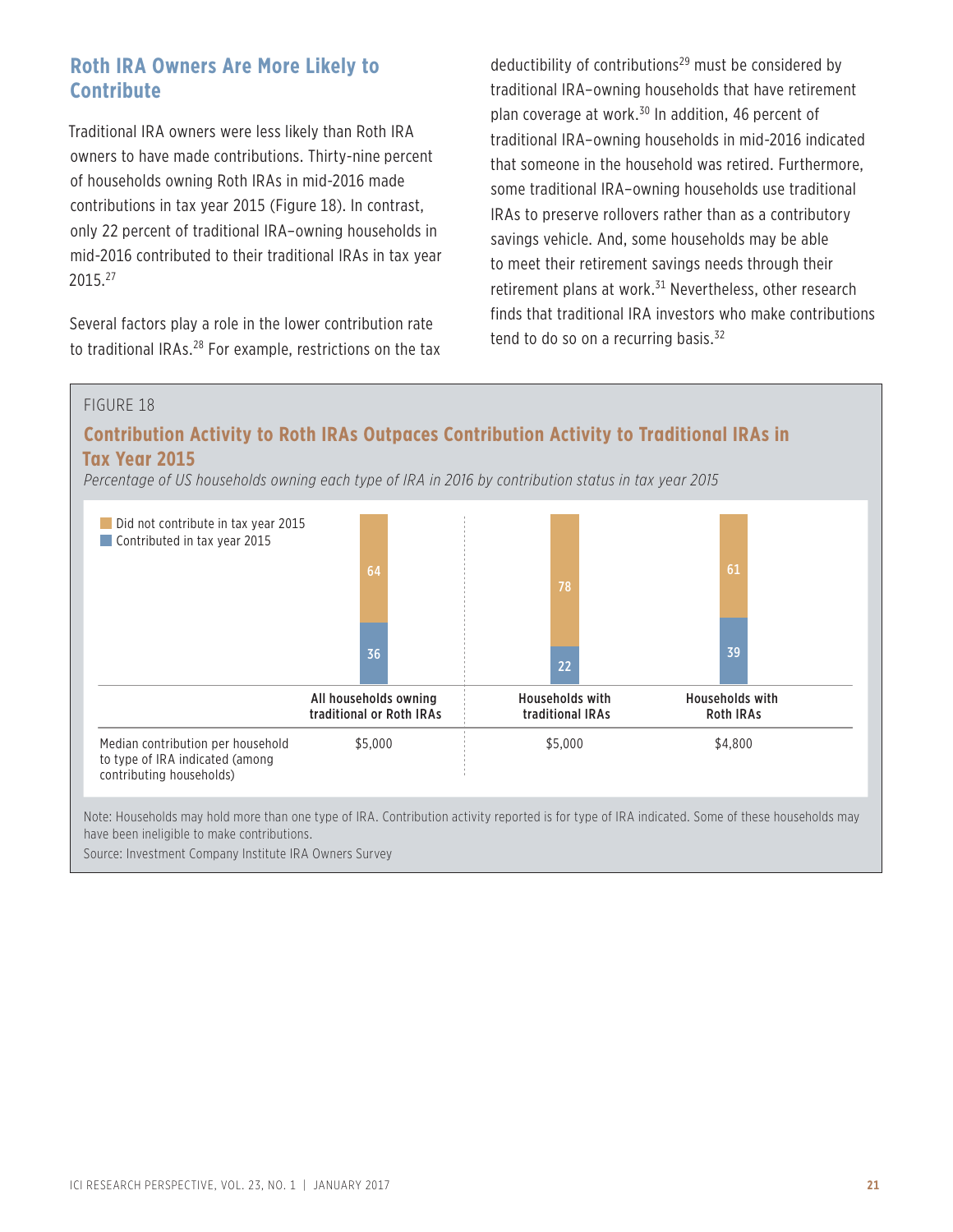## Roth IRA Owners Are More Likely to Contribute

Traditional IRA owners were less likely than Roth IRA owners to have made contributions. Thirty-nine percent of households owning Roth IRAs in mid-2016 made contributions in tax year 2015 (Figure 18). In contrast, only 22 percent of traditional IRA–owning households in mid-2016 contributed to their traditional IRAs in tax year 2015.[27]

Several factors play a role in the lower contribution rate to traditional IRAs.[28] For example, restrictions on the tax deductibility of contributions[29] must be considered by traditional IRA–owning households that have retirement plan coverage at work.[30] In addition, 46 percent of traditional IRA–owning households in mid-2016 indicated that someone in the household was retired. Furthermore, some traditional IRA–owning households use traditional IRAs to preserve rollovers rather than as a contributory savings vehicle. And, some households may be able to meet their retirement savings needs through their retirement plans at work.[31] Nevertheless, other research finds that traditional IRA investors who make contributions tend to do so on a recurring basis.[32]

FIGURE 18

### Contribution Activity to Roth IRAs Outpaces Contribution Activity to Traditional IRAs in Tax Year 2015

*Percentage of US households owning each type of IRA in 2016 by contribution status in tax year 2015*

| | All households owning traditional or Roth IRAs | Households with traditional IRAs | Households with Roth IRAs |
|---|---|---|---|
| Did not contribute in tax year 2015 | 64 | 78 | 61 |
| Contributed in tax year 2015 | 36 | 22 | 39 |
| Median contribution per household to type of IRA indicated (among contributing households) | $5,000 | $5,000 | $4,800 |

Note: Households may hold more than one type of IRA. Contribution activity reported is for type of IRA indicated. Some of these households may have been ineligible to make contributions.

Source: Investment Company Institute IRA Owners Survey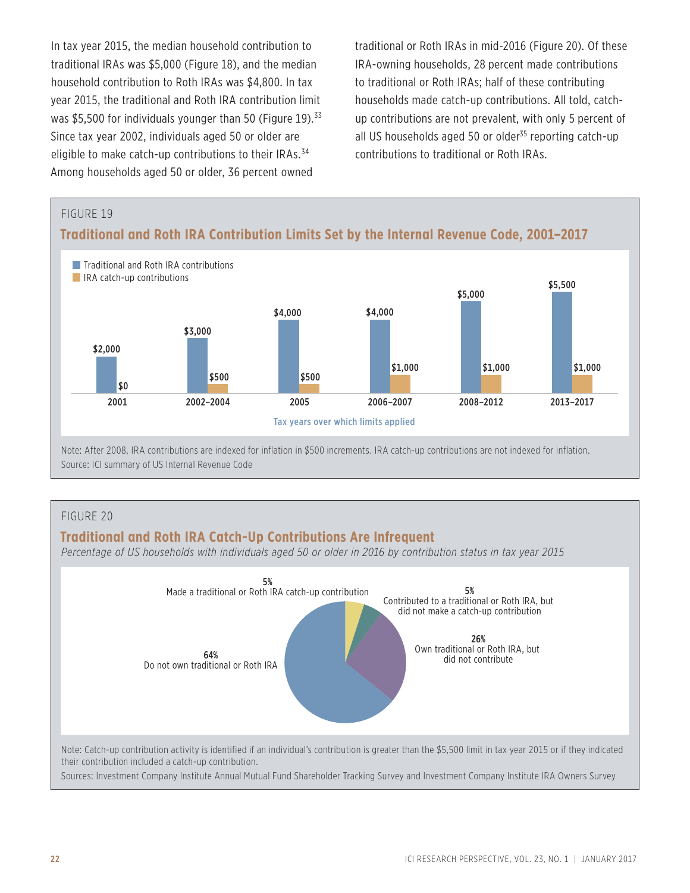In tax year 2015, the median household contribution to traditional IRAs was $5,000 (Figure 18), and the median household contribution to Roth IRAs was $4,800. In tax year 2015, the traditional and Roth IRA contribution limit was $5,500 for individuals younger than 50 (Figure 19).[33] Since tax year 2002, individuals aged 50 or older are eligible to make catch-up contributions to their IRAs.[34] Among households aged 50 or older, 36 percent owned traditional or Roth IRAs in mid-2016 (Figure 20). Of these IRA-owning households, 28 percent made contributions to traditional or Roth IRAs; half of these contributing households made catch-up contributions. All told, catch-up contributions are not prevalent, with only 5 percent of all US households aged 50 or older[35] reporting catch-up contributions to traditional or Roth IRAs.

FIGURE 19

## Traditional and Roth IRA Contribution Limits Set by the Internal Revenue Code, 2001–2017

| Tax years over which limits applied | Traditional and Roth IRA contributions | IRA catch-up contributions |
|---|---|---|
| 2001 | $2,000 | $0 |
| 2002–2004 | $3,000 | $500 |
| 2005 | $4,000 | $500 |
| 2006–2007 | $4,000 | $1,000 |
| 2008–2012 | $5,000 | $1,000 |
| 2013–2017 | $5,500 | $1,000 |

Note: After 2008, IRA contributions are indexed for inflation in $500 increments. IRA catch-up contributions are not indexed for inflation.

Source: ICI summary of US Internal Revenue Code

FIGURE 20

## Traditional and Roth IRA Catch-Up Contributions Are Infrequent

*Percentage of US households with individuals aged 50 or older in 2016 by contribution status in tax year 2015*

- 5% Made a traditional or Roth IRA catch-up contribution
- 5% Contributed to a traditional or Roth IRA, but did not make a catch-up contribution
- 26% Own traditional or Roth IRA, but did not contribute
- 64% Do not own traditional or Roth IRA

Note: Catch-up contribution activity is identified if an individual's contribution is greater than the $5,500 limit in tax year 2015 or if they indicated their contribution included a catch-up contribution.

Sources: Investment Company Institute Annual Mutual Fund Shareholder Tracking Survey and Investment Company Institute IRA Owners Survey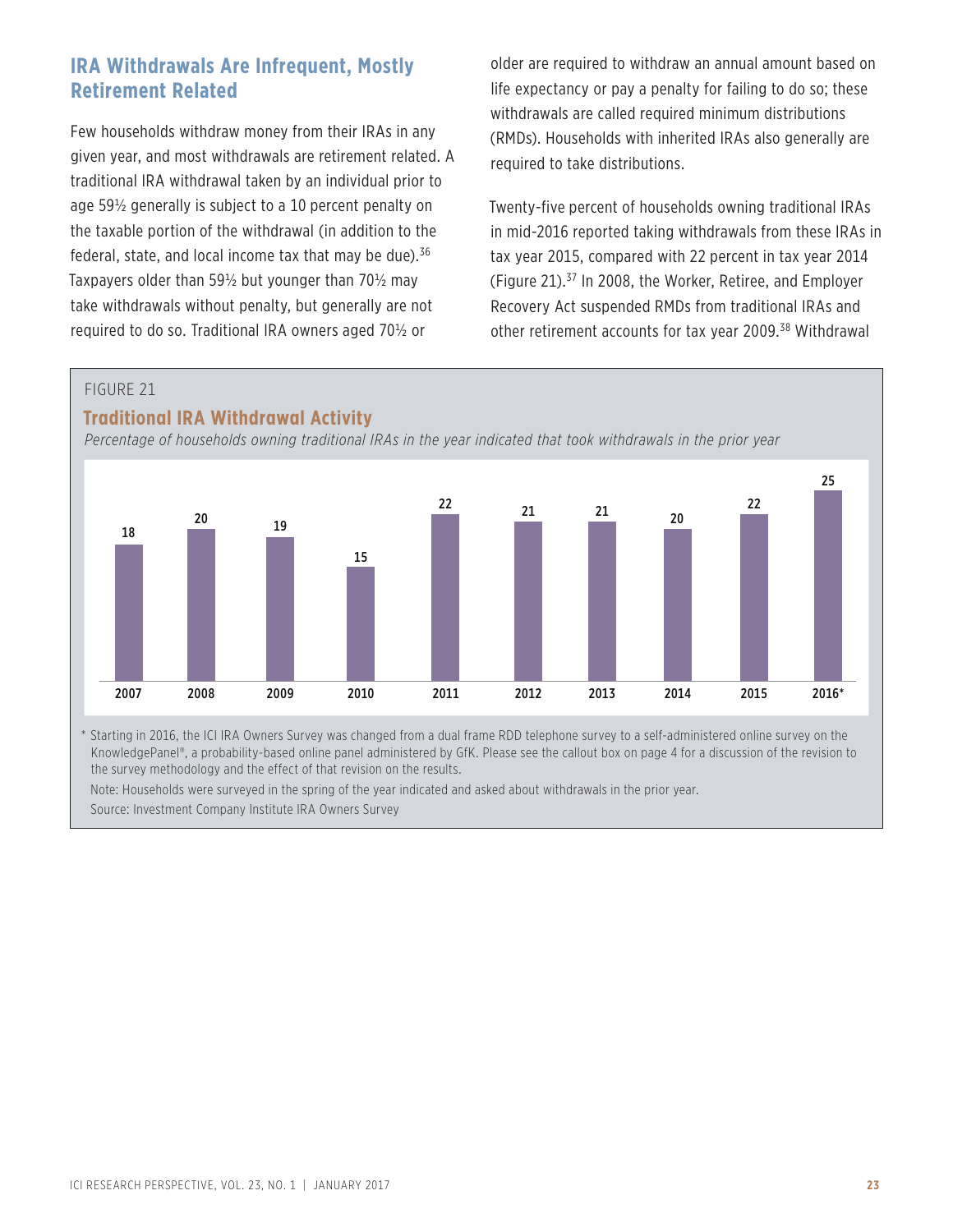## IRA Withdrawals Are Infrequent, Mostly Retirement Related

Few households withdraw money from their IRAs in any given year, and most withdrawals are retirement related. A traditional IRA withdrawal taken by an individual prior to age 59½ generally is subject to a 10 percent penalty on the taxable portion of the withdrawal (in addition to the federal, state, and local income tax that may be due).[36] Taxpayers older than 59½ but younger than 70½ may take withdrawals without penalty, but generally are not required to do so. Traditional IRA owners aged 70½ or older are required to withdraw an annual amount based on life expectancy or pay a penalty for failing to do so; these withdrawals are called required minimum distributions (RMDs). Households with inherited IRAs also generally are required to take distributions.

Twenty-five percent of households owning traditional IRAs in mid-2016 reported taking withdrawals from these IRAs in tax year 2015, compared with 22 percent in tax year 2014 (Figure 21).[37] In 2008, the Worker, Retiree, and Employer Recovery Act suspended RMDs from traditional IRAs and other retirement accounts for tax year 2009.[38] Withdrawal

FIGURE 21

### Traditional IRA Withdrawal Activity

*Percentage of households owning traditional IRAs in the year indicated that took withdrawals in the prior year*

| 2007 | 2008 | 2009 | 2010 | 2011 | 2012 | 2013 | 2014 | 2015 | 2016* |
|---|---|---|---|---|---|---|---|---|---|
| 18 | 20 | 19 | 15 | 22 | 21 | 21 | 20 | 22 | 25 |

\* Starting in 2016, the ICI IRA Owners Survey was changed from a dual frame RDD telephone survey to a self-administered online survey on the KnowledgePanel®, a probability-based online panel administered by GfK. Please see the callout box on page 4 for a discussion of the revision to the survey methodology and the effect of that revision on the results.

Note: Households were surveyed in the spring of the year indicated and asked about withdrawals in the prior year.

Source: Investment Company Institute IRA Owners Survey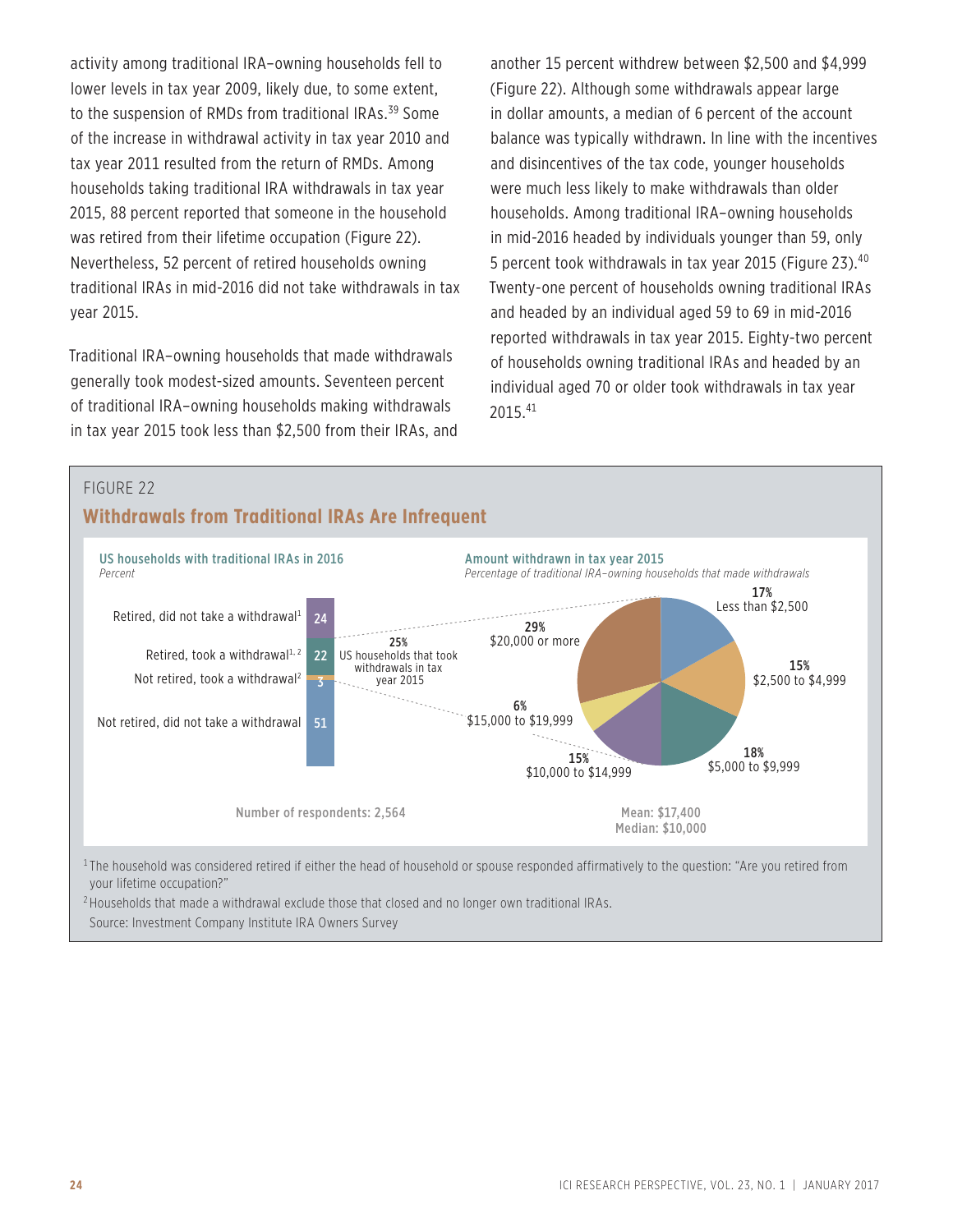activity among traditional IRA–owning households fell to lower levels in tax year 2009, likely due, to some extent, to the suspension of RMDs from traditional IRAs.[39] Some of the increase in withdrawal activity in tax year 2010 and tax year 2011 resulted from the return of RMDs. Among households taking traditional IRA withdrawals in tax year 2015, 88 percent reported that someone in the household was retired from their lifetime occupation (Figure 22). Nevertheless, 52 percent of retired households owning traditional IRAs in mid-2016 did not take withdrawals in tax year 2015.

Traditional IRA–owning households that made withdrawals generally took modest-sized amounts. Seventeen percent of traditional IRA–owning households making withdrawals in tax year 2015 took less than $2,500 from their IRAs, and another 15 percent withdrew between $2,500 and $4,999 (Figure 22). Although some withdrawals appear large in dollar amounts, a median of 6 percent of the account balance was typically withdrawn. In line with the incentives and disincentives of the tax code, younger households were much less likely to make withdrawals than older households. Among traditional IRA–owning households in mid-2016 headed by individuals younger than 59, only 5 percent took withdrawals in tax year 2015 (Figure 23).[40] Twenty-one percent of households owning traditional IRAs and headed by an individual aged 59 to 69 in mid-2016 reported withdrawals in tax year 2015. Eighty-two percent of households owning traditional IRAs and headed by an individual aged 70 or older took withdrawals in tax year 2015.[41]

FIGURE 22

## Withdrawals from Traditional IRAs Are Infrequent

**US households with traditional IRAs in 2016**
*Percent*

| Category | Percent |
|---|---|
| Retired, did not take a withdrawal[1] | 24 |
| Retired, took a withdrawal[1,2] | 22 |
| Not retired, took a withdrawal[2] | 3 |
| Not retired, did not take a withdrawal | 51 |

25% US households that took withdrawals in tax year 2015

Number of respondents: 2,564

**Amount withdrawn in tax year 2015**
*Percentage of traditional IRA–owning households that made withdrawals*

| Amount | Percent |
|---|---|
| Less than $2,500 | 17% |
| $2,500 to $4,999 | 15% |
| $5,000 to $9,999 | 18% |
| $10,000 to $14,999 | 15% |
| $15,000 to $19,999 | 6% |
| $20,000 or more | 29% |

Mean: $17,400
Median: $10,000

[1] The household was considered retired if either the head of household or spouse responded affirmatively to the question: "Are you retired from your lifetime occupation?"

[2] Households that made a withdrawal exclude those that closed and no longer own traditional IRAs.

Source: Investment Company Institute IRA Owners Survey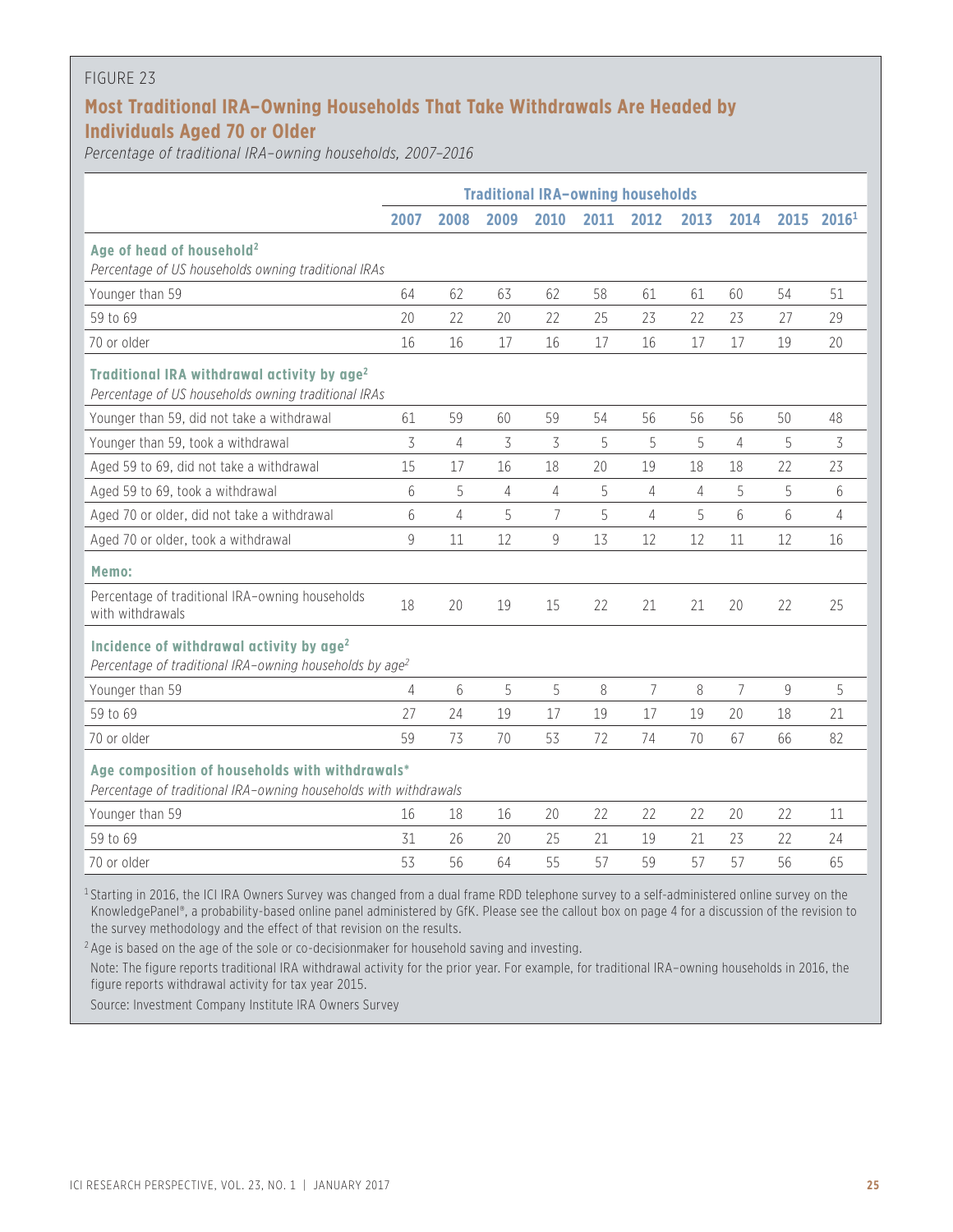FIGURE 23

## Most Traditional IRA–Owning Households That Take Withdrawals Are Headed by Individuals Aged 70 or Older

*Percentage of traditional IRA–owning households, 2007–2016*

| | Traditional IRA–owning households | | | | | | | | | |
|---|---|---|---|---|---|---|---|---|---|---|
| | 2007 | 2008 | 2009 | 2010 | 2011 | 2012 | 2013 | 2014 | 2015 | 2016[1] |
| **Age of head of household[2]** *Percentage of US households owning traditional IRAs* | | | | | | | | | | |
| Younger than 59 | 64 | 62 | 63 | 62 | 58 | 61 | 61 | 60 | 54 | 51 |
| 59 to 69 | 20 | 22 | 20 | 22 | 25 | 23 | 22 | 23 | 27 | 29 |
| 70 or older | 16 | 16 | 17 | 16 | 17 | 16 | 17 | 17 | 19 | 20 |
| **Traditional IRA withdrawal activity by age[2]** *Percentage of US households owning traditional IRAs* | | | | | | | | | | |
| Younger than 59, did not take a withdrawal | 61 | 59 | 60 | 59 | 54 | 56 | 56 | 56 | 50 | 48 |
| Younger than 59, took a withdrawal | 3 | 4 | 3 | 3 | 5 | 5 | 5 | 4 | 5 | 3 |
| Aged 59 to 69, did not take a withdrawal | 15 | 17 | 16 | 18 | 20 | 19 | 18 | 18 | 22 | 23 |
| Aged 59 to 69, took a withdrawal | 6 | 5 | 4 | 4 | 5 | 4 | 4 | 5 | 5 | 6 |
| Aged 70 or older, did not take a withdrawal | 6 | 4 | 5 | 7 | 5 | 4 | 5 | 6 | 6 | 4 |
| Aged 70 or older, took a withdrawal | 9 | 11 | 12 | 9 | 13 | 12 | 12 | 11 | 12 | 16 |
| **Memo:** | | | | | | | | | | |
| Percentage of traditional IRA–owning households with withdrawals | 18 | 20 | 19 | 15 | 22 | 21 | 21 | 20 | 22 | 25 |
| **Incidence of withdrawal activity by age[2]** *Percentage of traditional IRA–owning households by age[2]* | | | | | | | | | | |
| Younger than 59 | 4 | 6 | 5 | 5 | 8 | 7 | 8 | 7 | 9 | 5 |
| 59 to 69 | 27 | 24 | 19 | 17 | 19 | 17 | 19 | 20 | 18 | 21 |
| 70 or older | 59 | 73 | 70 | 53 | 72 | 74 | 70 | 67 | 66 | 82 |
| **Age composition of households with withdrawals*** *Percentage of traditional IRA–owning households with withdrawals* | | | | | | | | | | |
| Younger than 59 | 16 | 18 | 16 | 20 | 22 | 22 | 22 | 20 | 22 | 11 |
| 59 to 69 | 31 | 26 | 20 | 25 | 21 | 19 | 21 | 23 | 22 | 24 |
| 70 or older | 53 | 56 | 64 | 55 | 57 | 59 | 57 | 57 | 56 | 65 |

[1] Starting in 2016, the ICI IRA Owners Survey was changed from a dual frame RDD telephone survey to a self-administered online survey on the KnowledgePanel®, a probability-based online panel administered by GfK. Please see the callout box on page 4 for a discussion of the revision to the survey methodology and the effect of that revision on the results.

[2] Age is based on the age of the sole or co-decisionmaker for household saving and investing.

Note: The figure reports traditional IRA withdrawal activity for the prior year. For example, for traditional IRA–owning households in 2016, the figure reports withdrawal activity for tax year 2015.

Source: Investment Company Institute IRA Owners Survey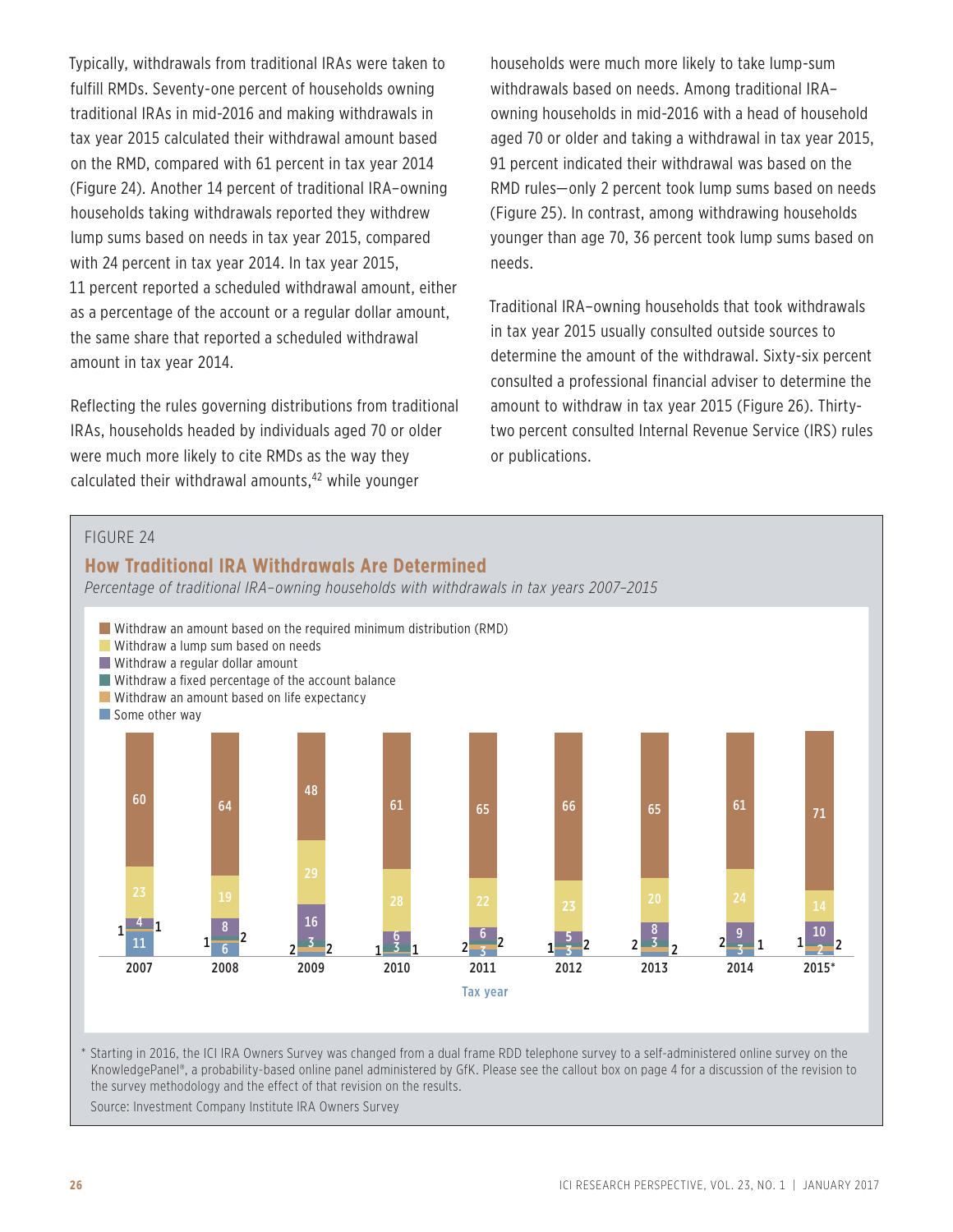Typically, withdrawals from traditional IRAs were taken to fulfill RMDs. Seventy-one percent of households owning traditional IRAs in mid-2016 and making withdrawals in tax year 2015 calculated their withdrawal amount based on the RMD, compared with 61 percent in tax year 2014 (Figure 24). Another 14 percent of traditional IRA–owning households taking withdrawals reported they withdrew lump sums based on needs in tax year 2015, compared with 24 percent in tax year 2014. In tax year 2015, 11 percent reported a scheduled withdrawal amount, either as a percentage of the account or a regular dollar amount, the same share that reported a scheduled withdrawal amount in tax year 2014.

Reflecting the rules governing distributions from traditional IRAs, households headed by individuals aged 70 or older were much more likely to cite RMDs as the way they calculated their withdrawal amounts,[42] while younger households were much more likely to take lump-sum withdrawals based on needs. Among traditional IRA–owning households in mid-2016 with a head of household aged 70 or older and taking a withdrawal in tax year 2015, 91 percent indicated their withdrawal was based on the RMD rules—only 2 percent took lump sums based on needs (Figure 25). In contrast, among withdrawing households younger than age 70, 36 percent took lump sums based on needs.

Traditional IRA–owning households that took withdrawals in tax year 2015 usually consulted outside sources to determine the amount of the withdrawal. Sixty-six percent consulted a professional financial adviser to determine the amount to withdraw in tax year 2015 (Figure 26). Thirty-two percent consulted Internal Revenue Service (IRS) rules or publications.

FIGURE 24

## How Traditional IRA Withdrawals Are Determined

*Percentage of traditional IRA–owning households with withdrawals in tax years 2007–2015*

| Tax year | Withdraw an amount based on the required minimum distribution (RMD) | Withdraw a lump sum based on needs | Withdraw a regular dollar amount | Withdraw a fixed percentage of the account balance | Withdraw an amount based on life expectancy | Some other way |
|---|---|---|---|---|---|---|
| 2007 | 60 | 23 | 4 | 1 | 1 | 11 |
| 2008 | 64 | 19 | 8 | 2 | 1 | 6 |
| 2009 | 48 | 29 | 16 | 3 | 2 | 2 |
| 2010 | 61 | 28 | 6 | 3 | 1 | 1 |
| 2011 | 65 | 22 | 6 | 2 | 2 | 3 |
| 2012 | 66 | 23 | 5 | 2 | 1 | 3 |
| 2013 | 65 | 20 | 8 | 3 | 2 | 2 |
| 2014 | 61 | 24 | 9 | 2 | 1 | 3 |
| 2015* | 71 | 14 | 10 | 1 | 2 | 2 |

\* Starting in 2016, the ICI IRA Owners Survey was changed from a dual frame RDD telephone survey to a self-administered online survey on the KnowledgePanel®, a probability-based online panel administered by GfK. Please see the callout box on page 4 for a discussion of the revision to the survey methodology and the effect of that revision on the results.

Source: Investment Company Institute IRA Owners Survey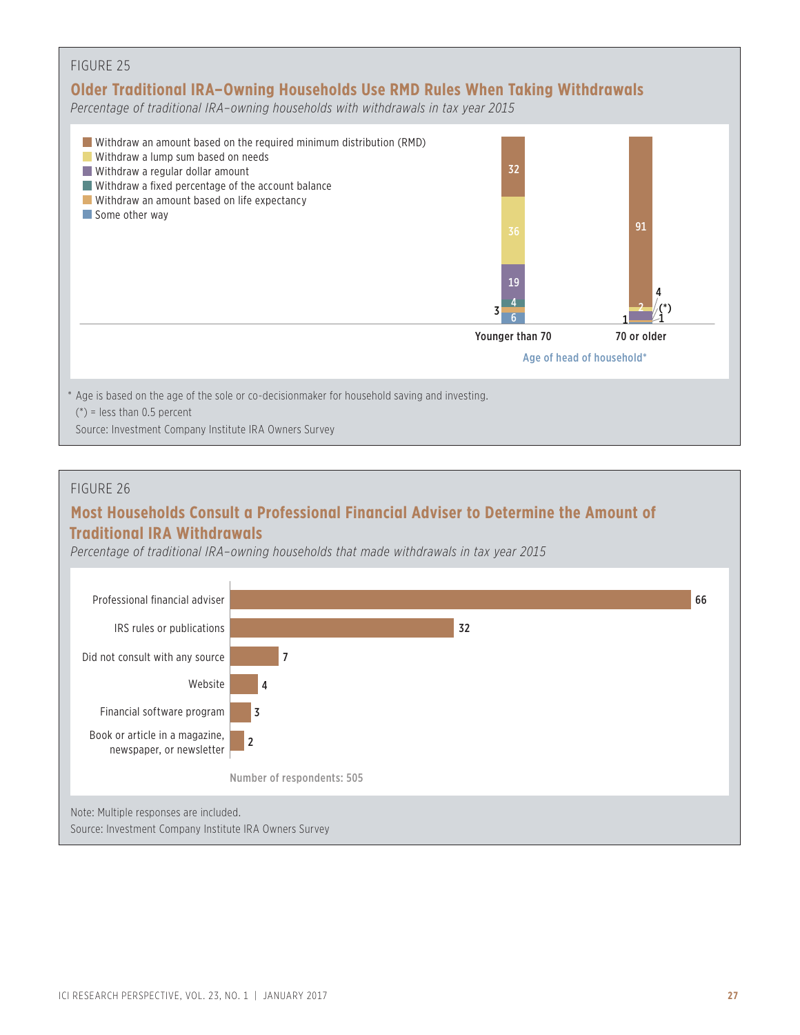FIGURE 25

## Older Traditional IRA–Owning Households Use RMD Rules When Taking Withdrawals

*Percentage of traditional IRA–owning households with withdrawals in tax year 2015*

| | Younger than 70 | 70 or older |
|---|---|---|
| Withdraw an amount based on the required minimum distribution (RMD) | 32 | 91 |
| Withdraw a lump sum based on needs | 36 | 2 |
| Withdraw a regular dollar amount | 19 | 4 |
| Withdraw a fixed percentage of the account balance | 4 | (*) |
| Withdraw an amount based on life expectancy | 3 | 1 |
| Some other way | 6 | 1 |

Age of head of household*

\* Age is based on the age of the sole or co-decisionmaker for household saving and investing.

(*) = less than 0.5 percent

Source: Investment Company Institute IRA Owners Survey

FIGURE 26

## Most Households Consult a Professional Financial Adviser to Determine the Amount of Traditional IRA Withdrawals

*Percentage of traditional IRA–owning households that made withdrawals in tax year 2015*

| Source | Percentage |
|---|---|
| Professional financial adviser | 66 |
| IRS rules or publications | 32 |
| Did not consult with any source | 7 |
| Website | 4 |
| Financial software program | 3 |
| Book or article in a magazine, newspaper, or newsletter | 2 |

Number of respondents: 505

Note: Multiple responses are included.

Source: Investment Company Institute IRA Owners Survey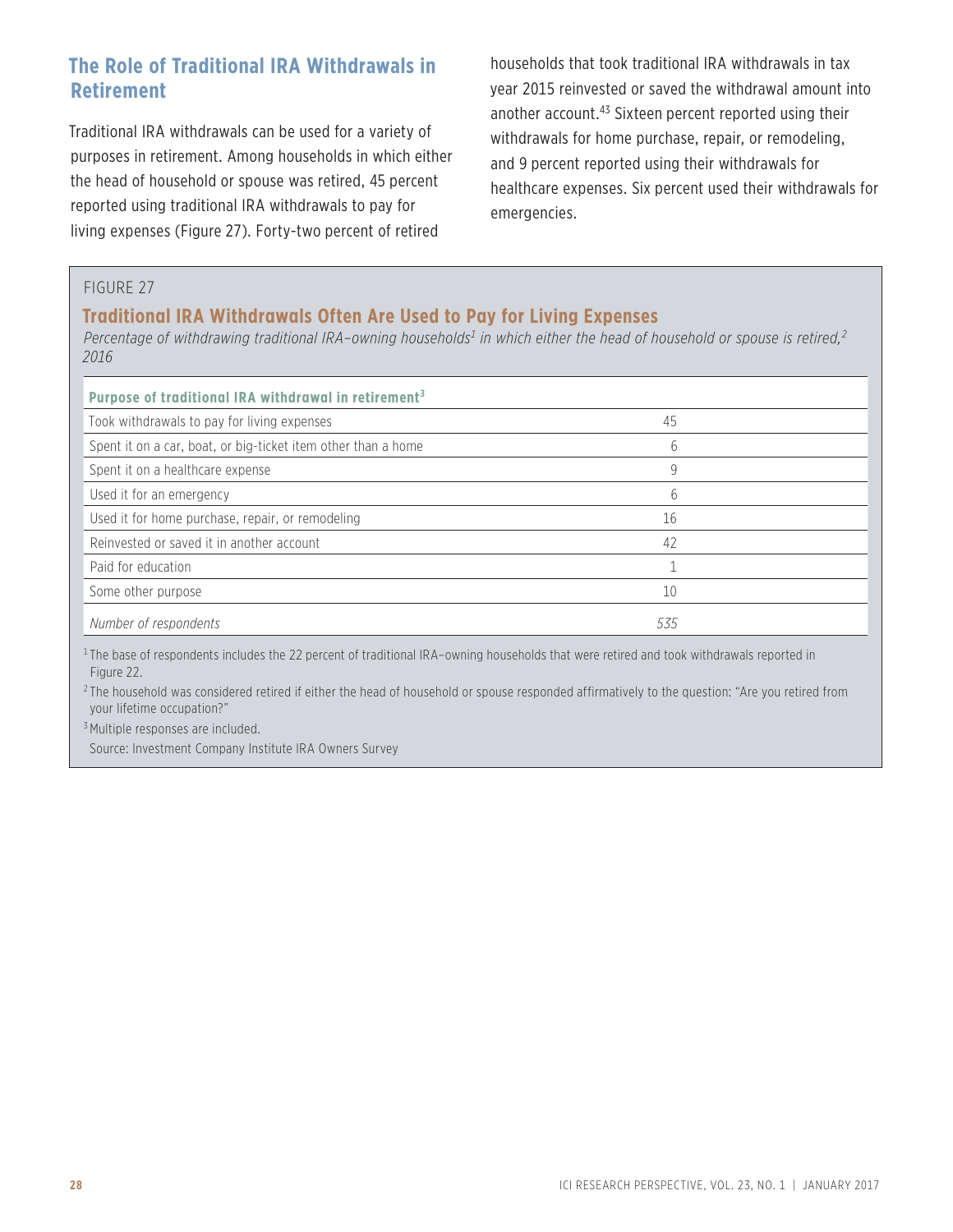## The Role of Traditional IRA Withdrawals in Retirement

Traditional IRA withdrawals can be used for a variety of purposes in retirement. Among households in which either the head of household or spouse was retired, 45 percent reported using traditional IRA withdrawals to pay for living expenses (Figure 27). Forty-two percent of retired households that took traditional IRA withdrawals in tax year 2015 reinvested or saved the withdrawal amount into another account.[43] Sixteen percent reported using their withdrawals for home purchase, repair, or remodeling, and 9 percent reported using their withdrawals for healthcare expenses. Six percent used their withdrawals for emergencies.

FIGURE 27

### Traditional IRA Withdrawals Often Are Used to Pay for Living Expenses

*Percentage of withdrawing traditional IRA–owning households[1] in which either the head of household or spouse is retired,[2] 2016*

| Purpose of traditional IRA withdrawal in retirement[3] | |
|---|---|
| Took withdrawals to pay for living expenses | 45 |
| Spent it on a car, boat, or big-ticket item other than a home | 6 |
| Spent it on a healthcare expense | 9 |
| Used it for an emergency | 6 |
| Used it for home purchase, repair, or remodeling | 16 |
| Reinvested or saved it in another account | 42 |
| Paid for education | 1 |
| Some other purpose | 10 |
| *Number of respondents* | *535* |

[1] The base of respondents includes the 22 percent of traditional IRA–owning households that were retired and took withdrawals reported in Figure 22.

[2] The household was considered retired if either the head of household or spouse responded affirmatively to the question: "Are you retired from your lifetime occupation?"

[3] Multiple responses are included.

Source: Investment Company Institute IRA Owners Survey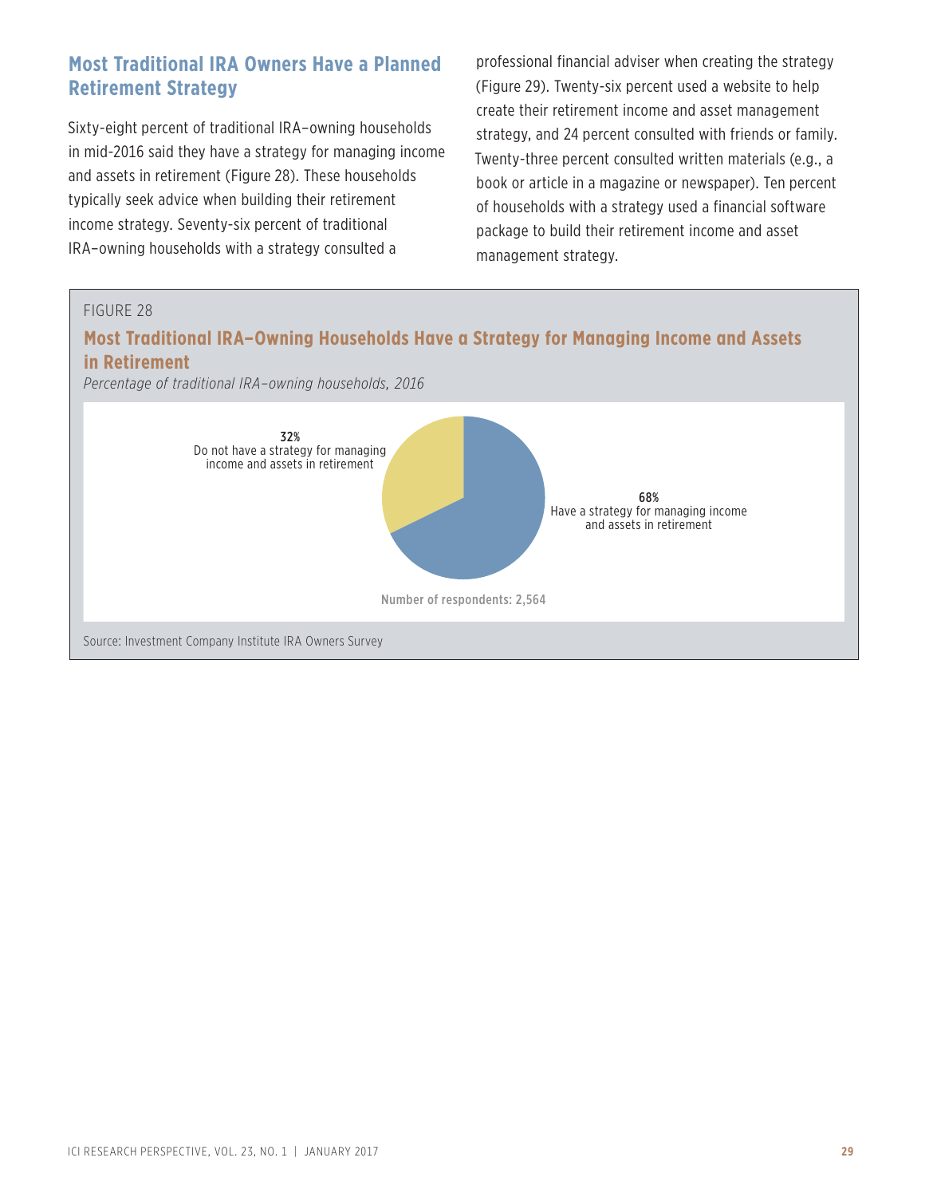## Most Traditional IRA Owners Have a Planned Retirement Strategy

Sixty-eight percent of traditional IRA–owning households in mid-2016 said they have a strategy for managing income and assets in retirement (Figure 28). These households typically seek advice when building their retirement income strategy. Seventy-six percent of traditional IRA–owning households with a strategy consulted a professional financial adviser when creating the strategy (Figure 29). Twenty-six percent used a website to help create their retirement income and asset management strategy, and 24 percent consulted with friends or family. Twenty-three percent consulted written materials (e.g., a book or article in a magazine or newspaper). Ten percent of households with a strategy used a financial software package to build their retirement income and asset management strategy.

FIGURE 28

**Most Traditional IRA–Owning Households Have a Strategy for Managing Income and Assets in Retirement**

*Percentage of traditional IRA–owning households, 2016*

**32%**
Do not have a strategy for managing income and assets in retirement

**68%**
Have a strategy for managing income and assets in retirement

Number of respondents: 2,564

Source: Investment Company Institute IRA Owners Survey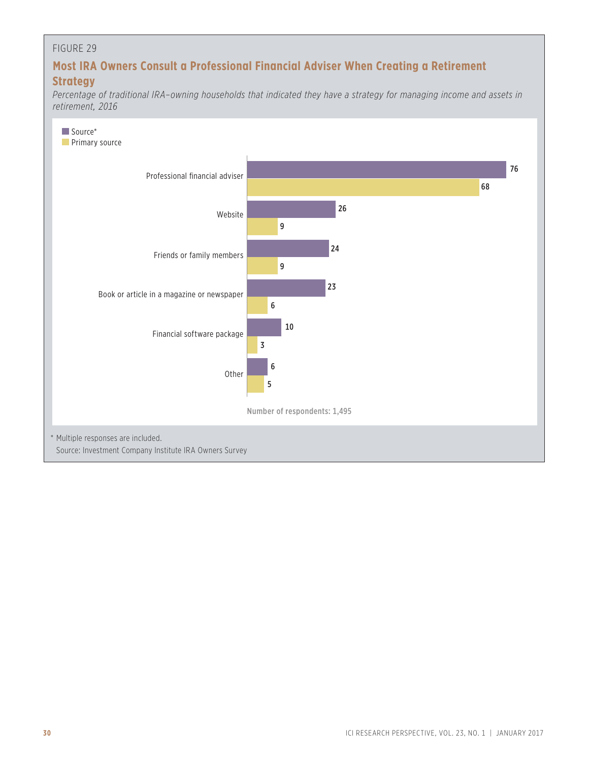FIGURE 29

## Most IRA Owners Consult a Professional Financial Adviser When Creating a Retirement Strategy

*Percentage of traditional IRA–owning households that indicated they have a strategy for managing income and assets in retirement, 2016*

| | Source* | Primary source |
|---|---|---|
| Professional financial adviser | 76 | 68 |
| Website | 26 | 9 |
| Friends or family members | 24 | 9 |
| Book or article in a magazine or newspaper | 23 | 6 |
| Financial software package | 10 | 3 |
| Other | 6 | 5 |

Number of respondents: 1,495

* Multiple responses are included.

Source: Investment Company Institute IRA Owners Survey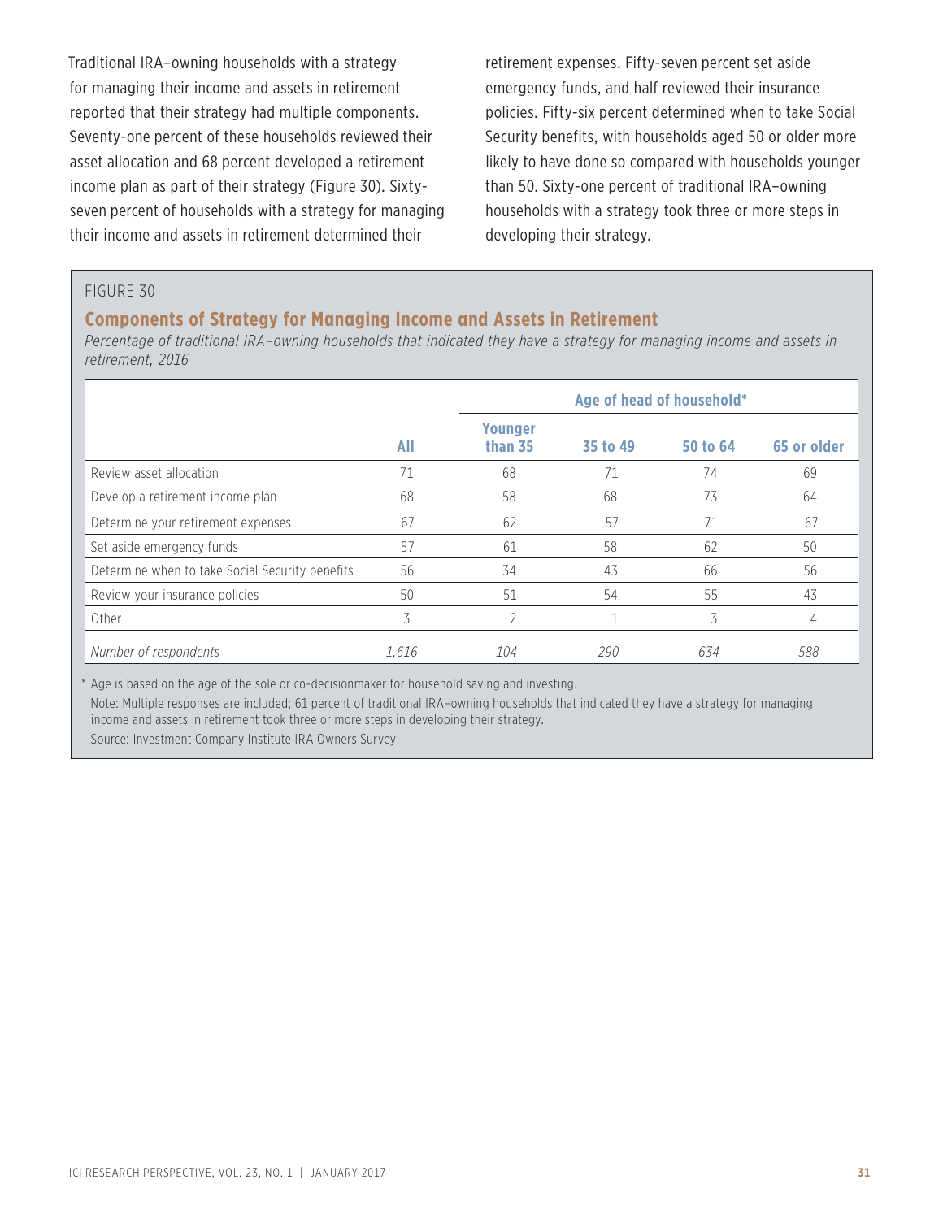Traditional IRA–owning households with a strategy for managing their income and assets in retirement reported that their strategy had multiple components. Seventy-one percent of these households reviewed their asset allocation and 68 percent developed a retirement income plan as part of their strategy (Figure 30). Sixty-seven percent of households with a strategy for managing their income and assets in retirement determined their retirement expenses. Fifty-seven percent set aside emergency funds, and half reviewed their insurance policies. Fifty-six percent determined when to take Social Security benefits, with households aged 50 or older more likely to have done so compared with households younger than 50. Sixty-one percent of traditional IRA–owning households with a strategy took three or more steps in developing their strategy.

FIGURE 30

### Components of Strategy for Managing Income and Assets in Retirement

*Percentage of traditional IRA–owning households that indicated they have a strategy for managing income and assets in retirement, 2016*

| | | Age of head of household* | | | |
|---|---|---|---|---|---|
| | **All** | **Younger than 35** | **35 to 49** | **50 to 64** | **65 or older** |
| Review asset allocation | 71 | 68 | 71 | 74 | 69 |
| Develop a retirement income plan | 68 | 58 | 68 | 73 | 64 |
| Determine your retirement expenses | 67 | 62 | 57 | 71 | 67 |
| Set aside emergency funds | 57 | 61 | 58 | 62 | 50 |
| Determine when to take Social Security benefits | 56 | 34 | 43 | 66 | 56 |
| Review your insurance policies | 50 | 51 | 54 | 55 | 43 |
| Other | 3 | 2 | 1 | 3 | 4 |
| *Number of respondents* | *1,616* | *104* | *290* | *634* | *588* |

\* Age is based on the age of the sole or co-decisionmaker for household saving and investing.

Note: Multiple responses are included; 61 percent of traditional IRA–owning households that indicated they have a strategy for managing income and assets in retirement took three or more steps in developing their strategy.

Source: Investment Company Institute IRA Owners Survey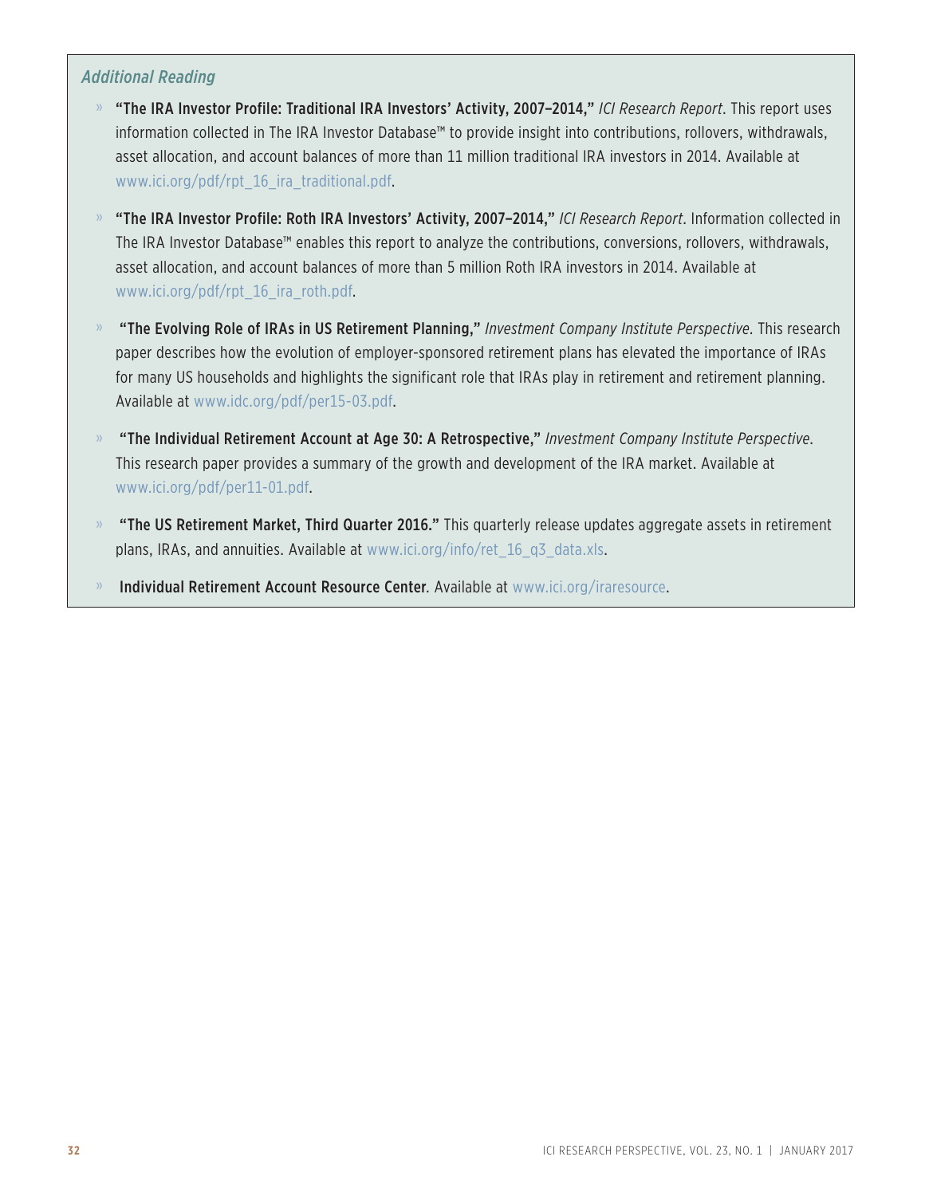### *Additional Reading*

- **"The IRA Investor Profile: Traditional IRA Investors' Activity, 2007–2014,"** *ICI Research Report*. This report uses information collected in The IRA Investor Database™ to provide insight into contributions, rollovers, withdrawals, asset allocation, and account balances of more than 11 million traditional IRA investors in 2014. Available at www.ici.org/pdf/rpt_16_ira_traditional.pdf.

- **"The IRA Investor Profile: Roth IRA Investors' Activity, 2007–2014,"** *ICI Research Report*. Information collected in The IRA Investor Database™ enables this report to analyze the contributions, conversions, rollovers, withdrawals, asset allocation, and account balances of more than 5 million Roth IRA investors in 2014. Available at www.ici.org/pdf/rpt_16_ira_roth.pdf.

- **"The Evolving Role of IRAs in US Retirement Planning,"** *Investment Company Institute Perspective*. This research paper describes how the evolution of employer-sponsored retirement plans has elevated the importance of IRAs for many US households and highlights the significant role that IRAs play in retirement and retirement planning. Available at www.idc.org/pdf/per15-03.pdf.

- **"The Individual Retirement Account at Age 30: A Retrospective,"** *Investment Company Institute Perspective*. This research paper provides a summary of the growth and development of the IRA market. Available at www.ici.org/pdf/per11-01.pdf.

- **"The US Retirement Market, Third Quarter 2016."** This quarterly release updates aggregate assets in retirement plans, IRAs, and annuities. Available at www.ici.org/info/ret_16_q3_data.xls.

- **Individual Retirement Account Resource Center**. Available at www.ici.org/iraresource.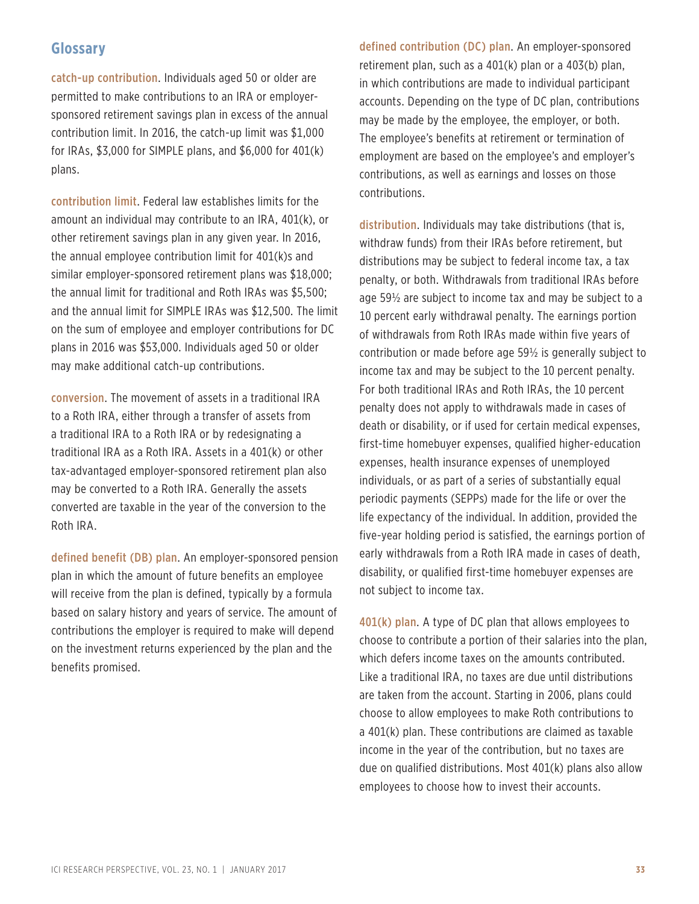## Glossary

**catch-up contribution**. Individuals aged 50 or older are permitted to make contributions to an IRA or employer-sponsored retirement savings plan in excess of the annual contribution limit. In 2016, the catch-up limit was $1,000 for IRAs, $3,000 for SIMPLE plans, and $6,000 for 401(k) plans.

**contribution limit**. Federal law establishes limits for the amount an individual may contribute to an IRA, 401(k), or other retirement savings plan in any given year. In 2016, the annual employee contribution limit for 401(k)s and similar employer-sponsored retirement plans was $18,000; the annual limit for traditional and Roth IRAs was $5,500; and the annual limit for SIMPLE IRAs was $12,500. The limit on the sum of employee and employer contributions for DC plans in 2016 was $53,000. Individuals aged 50 or older may make additional catch-up contributions.

**conversion**. The movement of assets in a traditional IRA to a Roth IRA, either through a transfer of assets from a traditional IRA to a Roth IRA or by redesignating a traditional IRA as a Roth IRA. Assets in a 401(k) or other tax-advantaged employer-sponsored retirement plan also may be converted to a Roth IRA. Generally the assets converted are taxable in the year of the conversion to the Roth IRA.

**defined benefit (DB) plan**. An employer-sponsored pension plan in which the amount of future benefits an employee will receive from the plan is defined, typically by a formula based on salary history and years of service. The amount of contributions the employer is required to make will depend on the investment returns experienced by the plan and the benefits promised.

**defined contribution (DC) plan**. An employer-sponsored retirement plan, such as a 401(k) plan or a 403(b) plan, in which contributions are made to individual participant accounts. Depending on the type of DC plan, contributions may be made by the employee, the employer, or both. The employee's benefits at retirement or termination of employment are based on the employee's and employer's contributions, as well as earnings and losses on those contributions.

**distribution**. Individuals may take distributions (that is, withdraw funds) from their IRAs before retirement, but distributions may be subject to federal income tax, a tax penalty, or both. Withdrawals from traditional IRAs before age 59½ are subject to income tax and may be subject to a 10 percent early withdrawal penalty. The earnings portion of withdrawals from Roth IRAs made within five years of contribution or made before age 59½ is generally subject to income tax and may be subject to the 10 percent penalty. For both traditional IRAs and Roth IRAs, the 10 percent penalty does not apply to withdrawals made in cases of death or disability, or if used for certain medical expenses, first-time homebuyer expenses, qualified higher-education expenses, health insurance expenses of unemployed individuals, or as part of a series of substantially equal periodic payments (SEPPs) made for the life or over the life expectancy of the individual. In addition, provided the five-year holding period is satisfied, the earnings portion of early withdrawals from a Roth IRA made in cases of death, disability, or qualified first-time homebuyer expenses are not subject to income tax.

**401(k) plan**. A type of DC plan that allows employees to choose to contribute a portion of their salaries into the plan, which defers income taxes on the amounts contributed. Like a traditional IRA, no taxes are due until distributions are taken from the account. Starting in 2006, plans could choose to allow employees to make Roth contributions to a 401(k) plan. These contributions are claimed as taxable income in the year of the contribution, but no taxes are due on qualified distributions. Most 401(k) plans also allow employees to choose how to invest their accounts.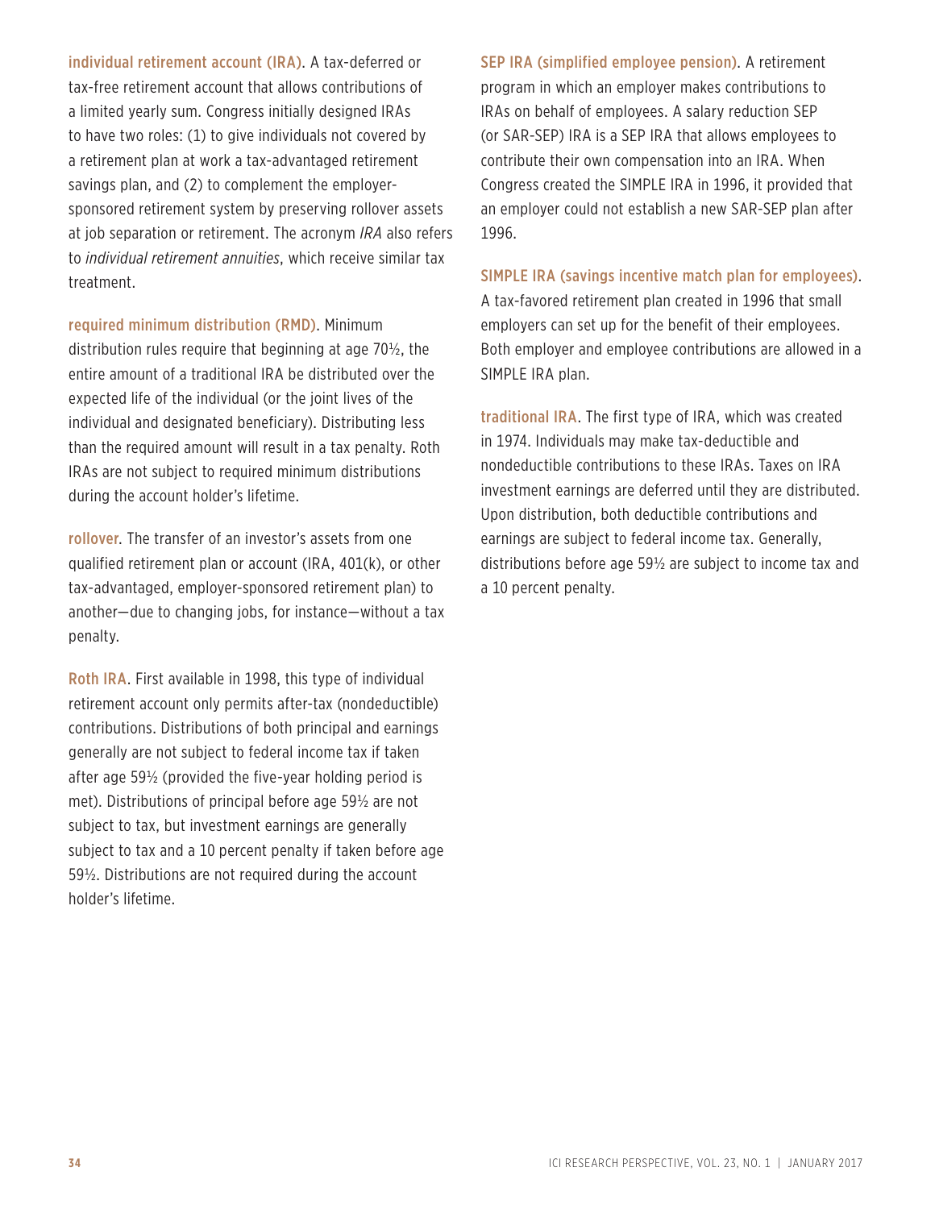**individual retirement account (IRA)**. A tax-deferred or tax-free retirement account that allows contributions of a limited yearly sum. Congress initially designed IRAs to have two roles: (1) to give individuals not covered by a retirement plan at work a tax-advantaged retirement savings plan, and (2) to complement the employer-sponsored retirement system by preserving rollover assets at job separation or retirement. The acronym *IRA* also refers to *individual retirement annuities*, which receive similar tax treatment.

**required minimum distribution (RMD)**. Minimum distribution rules require that beginning at age 70½, the entire amount of a traditional IRA be distributed over the expected life of the individual (or the joint lives of the individual and designated beneficiary). Distributing less than the required amount will result in a tax penalty. Roth IRAs are not subject to required minimum distributions during the account holder's lifetime.

**rollover**. The transfer of an investor's assets from one qualified retirement plan or account (IRA, 401(k), or other tax-advantaged, employer-sponsored retirement plan) to another—due to changing jobs, for instance—without a tax penalty.

**Roth IRA**. First available in 1998, this type of individual retirement account only permits after-tax (nondeductible) contributions. Distributions of both principal and earnings generally are not subject to federal income tax if taken after age 59½ (provided the five-year holding period is met). Distributions of principal before age 59½ are not subject to tax, but investment earnings are generally subject to tax and a 10 percent penalty if taken before age 59½. Distributions are not required during the account holder's lifetime.

**SEP IRA (simplified employee pension)**. A retirement program in which an employer makes contributions to IRAs on behalf of employees. A salary reduction SEP (or SAR-SEP) IRA is a SEP IRA that allows employees to contribute their own compensation into an IRA. When Congress created the SIMPLE IRA in 1996, it provided that an employer could not establish a new SAR-SEP plan after 1996.

**SIMPLE IRA (savings incentive match plan for employees)**. A tax-favored retirement plan created in 1996 that small employers can set up for the benefit of their employees. Both employer and employee contributions are allowed in a SIMPLE IRA plan.

**traditional IRA**. The first type of IRA, which was created in 1974. Individuals may make tax-deductible and nondeductible contributions to these IRAs. Taxes on IRA investment earnings are deferred until they are distributed. Upon distribution, both deductible contributions and earnings are subject to federal income tax. Generally, distributions before age 59½ are subject to income tax and a 10 percent penalty.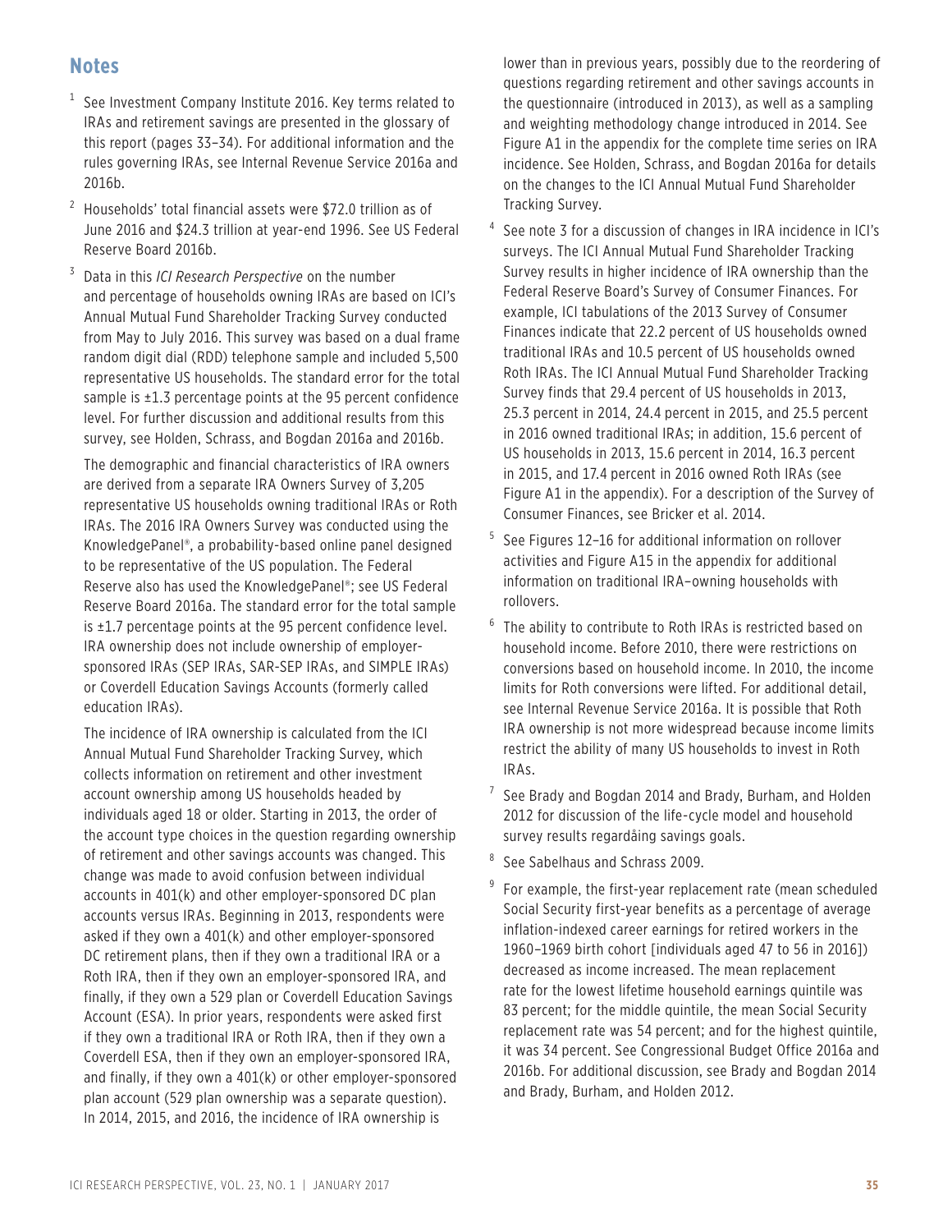## Notes

1. See Investment Company Institute 2016. Key terms related to IRAs and retirement savings are presented in the glossary of this report (pages 33–34). For additional information and the rules governing IRAs, see Internal Revenue Service 2016a and 2016b.

2. Households' total financial assets were $72.0 trillion as of June 2016 and $24.3 trillion at year-end 1996. See US Federal Reserve Board 2016b.

3. Data in this *ICI Research Perspective* on the number and percentage of households owning IRAs are based on ICI's Annual Mutual Fund Shareholder Tracking Survey conducted from May to July 2016. This survey was based on a dual frame random digit dial (RDD) telephone sample and included 5,500 representative US households. The standard error for the total sample is ±1.3 percentage points at the 95 percent confidence level. For further discussion and additional results from this survey, see Holden, Schrass, and Bogdan 2016a and 2016b.

   The demographic and financial characteristics of IRA owners are derived from a separate IRA Owners Survey of 3,205 representative US households owning traditional IRAs or Roth IRAs. The 2016 IRA Owners Survey was conducted using the KnowledgePanel®, a probability-based online panel designed to be representative of the US population. The Federal Reserve also has used the KnowledgePanel®; see US Federal Reserve Board 2016a. The standard error for the total sample is ±1.7 percentage points at the 95 percent confidence level. IRA ownership does not include ownership of employer-sponsored IRAs (SEP IRAs, SAR-SEP IRAs, and SIMPLE IRAs) or Coverdell Education Savings Accounts (formerly called education IRAs).

   The incidence of IRA ownership is calculated from the ICI Annual Mutual Fund Shareholder Tracking Survey, which collects information on retirement and other investment account ownership among US households headed by individuals aged 18 or older. Starting in 2013, the order of the account type choices in the question regarding ownership of retirement and other savings accounts was changed. This change was made to avoid confusion between individual accounts in 401(k) and other employer-sponsored DC plan accounts versus IRAs. Beginning in 2013, respondents were asked if they own a 401(k) and other employer-sponsored DC retirement plans, then if they own a traditional IRA or a Roth IRA, then if they own an employer-sponsored IRA, and finally, if they own a 529 plan or Coverdell Education Savings Account (ESA). In prior years, respondents were asked first if they own a traditional IRA or Roth IRA, then if they own a Coverdell ESA, then if they own an employer-sponsored IRA, and finally, if they own a 401(k) or other employer-sponsored plan account (529 plan ownership was a separate question). In 2014, 2015, and 2016, the incidence of IRA ownership is lower than in previous years, possibly due to the reordering of questions regarding retirement and other savings accounts in the questionnaire (introduced in 2013), as well as a sampling and weighting methodology change introduced in 2014. See Figure A1 in the appendix for the complete time series on IRA incidence. See Holden, Schrass, and Bogdan 2016a for details on the changes to the ICI Annual Mutual Fund Shareholder Tracking Survey.

4. See note 3 for a discussion of changes in IRA incidence in ICI's surveys. The ICI Annual Mutual Fund Shareholder Tracking Survey results in higher incidence of IRA ownership than the Federal Reserve Board's Survey of Consumer Finances. For example, ICI tabulations of the 2013 Survey of Consumer Finances indicate that 22.2 percent of US households owned traditional IRAs and 10.5 percent of US households owned Roth IRAs. The ICI Annual Mutual Fund Shareholder Tracking Survey finds that 29.4 percent of US households in 2013, 25.3 percent in 2014, 24.4 percent in 2015, and 25.5 percent in 2016 owned traditional IRAs; in addition, 15.6 percent of US households in 2013, 15.6 percent in 2014, 16.3 percent in 2015, and 17.4 percent in 2016 owned Roth IRAs (see Figure A1 in the appendix). For a description of the Survey of Consumer Finances, see Bricker et al. 2014.

5. See Figures 12–16 for additional information on rollover activities and Figure A15 in the appendix for additional information on traditional IRA–owning households with rollovers.

6. The ability to contribute to Roth IRAs is restricted based on household income. Before 2010, there were restrictions on conversions based on household income. In 2010, the income limits for Roth conversions were lifted. For additional detail, see Internal Revenue Service 2016a. It is possible that Roth IRA ownership is not more widespread because income limits restrict the ability of many US households to invest in Roth IRAs.

7. See Brady and Bogdan 2014 and Brady, Burham, and Holden 2012 for discussion of the life-cycle model and household survey results regardåing savings goals.

8. See Sabelhaus and Schrass 2009.

9. For example, the first-year replacement rate (mean scheduled Social Security first-year benefits as a percentage of average inflation-indexed career earnings for retired workers in the 1960–1969 birth cohort [individuals aged 47 to 56 in 2016]) decreased as income increased. The mean replacement rate for the lowest lifetime household earnings quintile was 83 percent; for the middle quintile, the mean Social Security replacement rate was 54 percent; and for the highest quintile, it was 34 percent. See Congressional Budget Office 2016a and 2016b. For additional discussion, see Brady and Bogdan 2014 and Brady, Burham, and Holden 2012.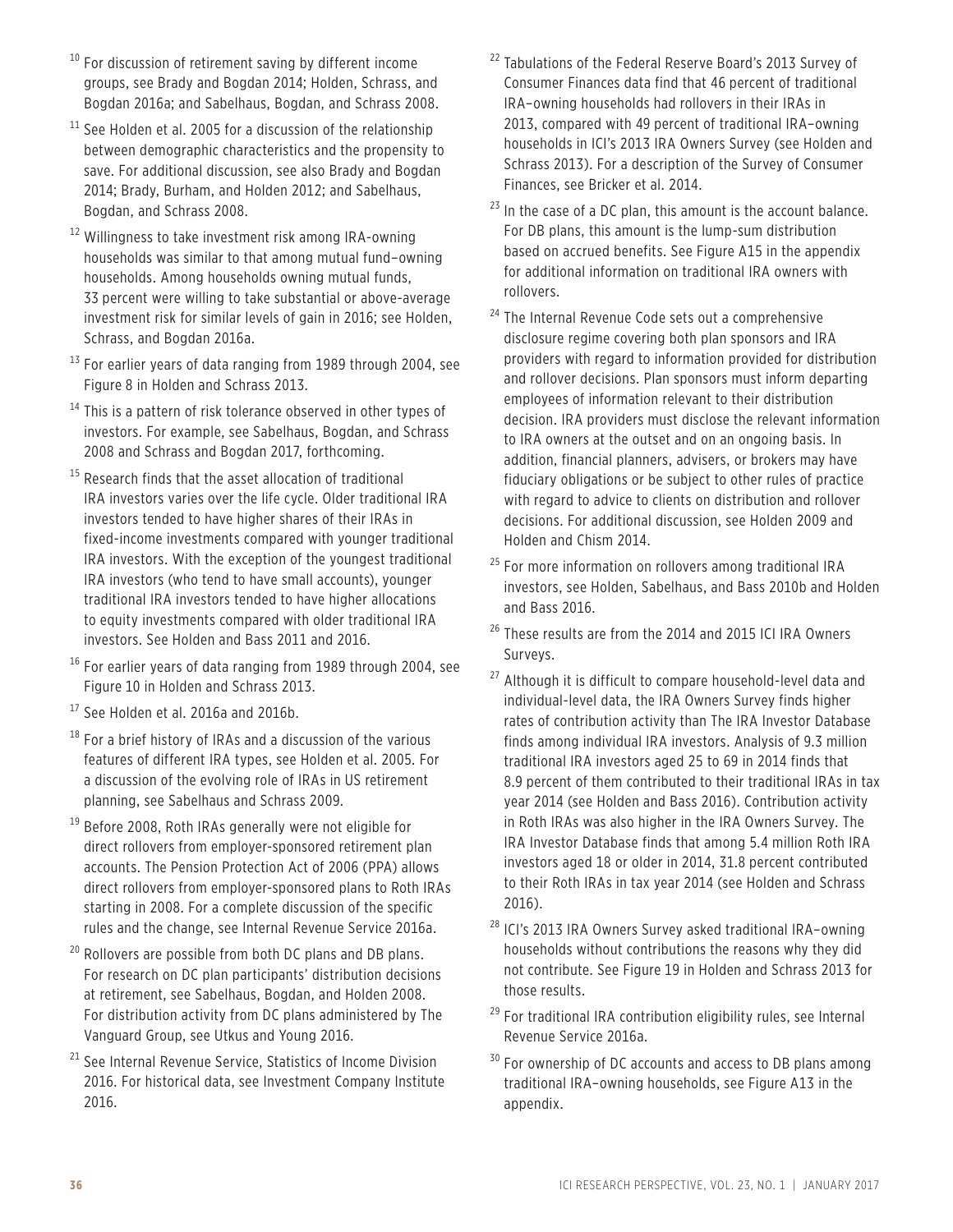[10] For discussion of retirement saving by different income groups, see Brady and Bogdan 2014; Holden, Schrass, and Bogdan 2016a; and Sabelhaus, Bogdan, and Schrass 2008.

[11] See Holden et al. 2005 for a discussion of the relationship between demographic characteristics and the propensity to save. For additional discussion, see also Brady and Bogdan 2014; Brady, Burham, and Holden 2012; and Sabelhaus, Bogdan, and Schrass 2008.

[12] Willingness to take investment risk among IRA-owning households was similar to that among mutual fund–owning households. Among households owning mutual funds, 33 percent were willing to take substantial or above-average investment risk for similar levels of gain in 2016; see Holden, Schrass, and Bogdan 2016a.

[13] For earlier years of data ranging from 1989 through 2004, see Figure 8 in Holden and Schrass 2013.

[14] This is a pattern of risk tolerance observed in other types of investors. For example, see Sabelhaus, Bogdan, and Schrass 2008 and Schrass and Bogdan 2017, forthcoming.

[15] Research finds that the asset allocation of traditional IRA investors varies over the life cycle. Older traditional IRA investors tended to have higher shares of their IRAs in fixed-income investments compared with younger traditional IRA investors. With the exception of the youngest traditional IRA investors (who tend to have small accounts), younger traditional IRA investors tended to have higher allocations to equity investments compared with older traditional IRA investors. See Holden and Bass 2011 and 2016.

[16] For earlier years of data ranging from 1989 through 2004, see Figure 10 in Holden and Schrass 2013.

[17] See Holden et al. 2016a and 2016b.

[18] For a brief history of IRAs and a discussion of the various features of different IRA types, see Holden et al. 2005. For a discussion of the evolving role of IRAs in US retirement planning, see Sabelhaus and Schrass 2009.

[19] Before 2008, Roth IRAs generally were not eligible for direct rollovers from employer-sponsored retirement plan accounts. The Pension Protection Act of 2006 (PPA) allows direct rollovers from employer-sponsored plans to Roth IRAs starting in 2008. For a complete discussion of the specific rules and the change, see Internal Revenue Service 2016a.

[20] Rollovers are possible from both DC plans and DB plans. For research on DC plan participants' distribution decisions at retirement, see Sabelhaus, Bogdan, and Holden 2008. For distribution activity from DC plans administered by The Vanguard Group, see Utkus and Young 2016.

[21] See Internal Revenue Service, Statistics of Income Division 2016. For historical data, see Investment Company Institute 2016.

[22] Tabulations of the Federal Reserve Board's 2013 Survey of Consumer Finances data find that 46 percent of traditional IRA–owning households had rollovers in their IRAs in 2013, compared with 49 percent of traditional IRA–owning households in ICI's 2013 IRA Owners Survey (see Holden and Schrass 2013). For a description of the Survey of Consumer Finances, see Bricker et al. 2014.

[23] In the case of a DC plan, this amount is the account balance. For DB plans, this amount is the lump-sum distribution based on accrued benefits. See Figure A15 in the appendix for additional information on traditional IRA owners with rollovers.

[24] The Internal Revenue Code sets out a comprehensive disclosure regime covering both plan sponsors and IRA providers with regard to information provided for distribution and rollover decisions. Plan sponsors must inform departing employees of information relevant to their distribution decision. IRA providers must disclose the relevant information to IRA owners at the outset and on an ongoing basis. In addition, financial planners, advisers, or brokers may have fiduciary obligations or be subject to other rules of practice with regard to advice to clients on distribution and rollover decisions. For additional discussion, see Holden 2009 and Holden and Chism 2014.

[25] For more information on rollovers among traditional IRA investors, see Holden, Sabelhaus, and Bass 2010b and Holden and Bass 2016.

[26] These results are from the 2014 and 2015 ICI IRA Owners Surveys.

[27] Although it is difficult to compare household-level data and individual-level data, the IRA Owners Survey finds higher rates of contribution activity than The IRA Investor Database finds among individual IRA investors. Analysis of 9.3 million traditional IRA investors aged 25 to 69 in 2014 finds that 8.9 percent of them contributed to their traditional IRAs in tax year 2014 (see Holden and Bass 2016). Contribution activity in Roth IRAs was also higher in the IRA Owners Survey. The IRA Investor Database finds that among 5.4 million Roth IRA investors aged 18 or older in 2014, 31.8 percent contributed to their Roth IRAs in tax year 2014 (see Holden and Schrass 2016).

[28] ICI's 2013 IRA Owners Survey asked traditional IRA–owning households without contributions the reasons why they did not contribute. See Figure 19 in Holden and Schrass 2013 for those results.

[29] For traditional IRA contribution eligibility rules, see Internal Revenue Service 2016a.

[30] For ownership of DC accounts and access to DB plans among traditional IRA–owning households, see Figure A13 in the appendix.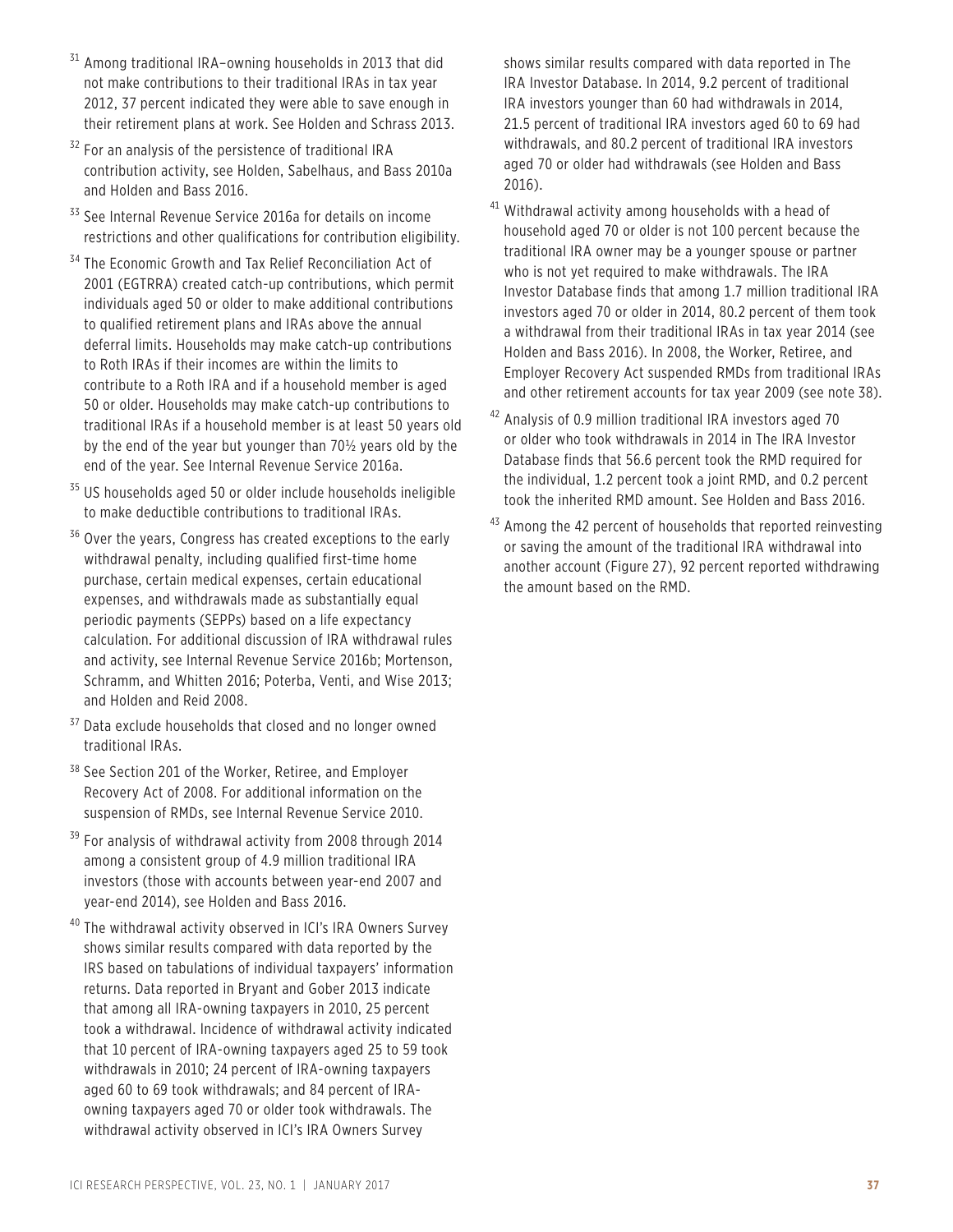[31] Among traditional IRA–owning households in 2013 that did not make contributions to their traditional IRAs in tax year 2012, 37 percent indicated they were able to save enough in their retirement plans at work. See Holden and Schrass 2013.

[32] For an analysis of the persistence of traditional IRA contribution activity, see Holden, Sabelhaus, and Bass 2010a and Holden and Bass 2016.

[33] See Internal Revenue Service 2016a for details on income restrictions and other qualifications for contribution eligibility.

[34] The Economic Growth and Tax Relief Reconciliation Act of 2001 (EGTRRA) created catch-up contributions, which permit individuals aged 50 or older to make additional contributions to qualified retirement plans and IRAs above the annual deferral limits. Households may make catch-up contributions to Roth IRAs if their incomes are within the limits to contribute to a Roth IRA and if a household member is aged 50 or older. Households may make catch-up contributions to traditional IRAs if a household member is at least 50 years old by the end of the year but younger than 70½ years old by the end of the year. See Internal Revenue Service 2016a.

[35] US households aged 50 or older include households ineligible to make deductible contributions to traditional IRAs.

[36] Over the years, Congress has created exceptions to the early withdrawal penalty, including qualified first-time home purchase, certain medical expenses, certain educational expenses, and withdrawals made as substantially equal periodic payments (SEPPs) based on a life expectancy calculation. For additional discussion of IRA withdrawal rules and activity, see Internal Revenue Service 2016b; Mortenson, Schramm, and Whitten 2016; Poterba, Venti, and Wise 2013; and Holden and Reid 2008.

[37] Data exclude households that closed and no longer owned traditional IRAs.

[38] See Section 201 of the Worker, Retiree, and Employer Recovery Act of 2008. For additional information on the suspension of RMDs, see Internal Revenue Service 2010.

[39] For analysis of withdrawal activity from 2008 through 2014 among a consistent group of 4.9 million traditional IRA investors (those with accounts between year-end 2007 and year-end 2014), see Holden and Bass 2016.

[40] The withdrawal activity observed in ICI's IRA Owners Survey shows similar results compared with data reported by the IRS based on tabulations of individual taxpayers' information returns. Data reported in Bryant and Gober 2013 indicate that among all IRA-owning taxpayers in 2010, 25 percent took a withdrawal. Incidence of withdrawal activity indicated that 10 percent of IRA-owning taxpayers aged 25 to 59 took withdrawals in 2010; 24 percent of IRA-owning taxpayers aged 60 to 69 took withdrawals; and 84 percent of IRA-owning taxpayers aged 70 or older took withdrawals. The withdrawal activity observed in ICI's IRA Owners Survey shows similar results compared with data reported in The IRA Investor Database. In 2014, 9.2 percent of traditional IRA investors younger than 60 had withdrawals in 2014, 21.5 percent of traditional IRA investors aged 60 to 69 had withdrawals, and 80.2 percent of traditional IRA investors aged 70 or older had withdrawals (see Holden and Bass 2016).

[41] Withdrawal activity among households with a head of household aged 70 or older is not 100 percent because the traditional IRA owner may be a younger spouse or partner who is not yet required to make withdrawals. The IRA Investor Database finds that among 1.7 million traditional IRA investors aged 70 or older in 2014, 80.2 percent of them took a withdrawal from their traditional IRAs in tax year 2014 (see Holden and Bass 2016). In 2008, the Worker, Retiree, and Employer Recovery Act suspended RMDs from traditional IRAs and other retirement accounts for tax year 2009 (see note 38).

[42] Analysis of 0.9 million traditional IRA investors aged 70 or older who took withdrawals in 2014 in The IRA Investor Database finds that 56.6 percent took the RMD required for the individual, 1.2 percent took a joint RMD, and 0.2 percent took the inherited RMD amount. See Holden and Bass 2016.

[43] Among the 42 percent of households that reported reinvesting or saving the amount of the traditional IRA withdrawal into another account (Figure 27), 92 percent reported withdrawing the amount based on the RMD.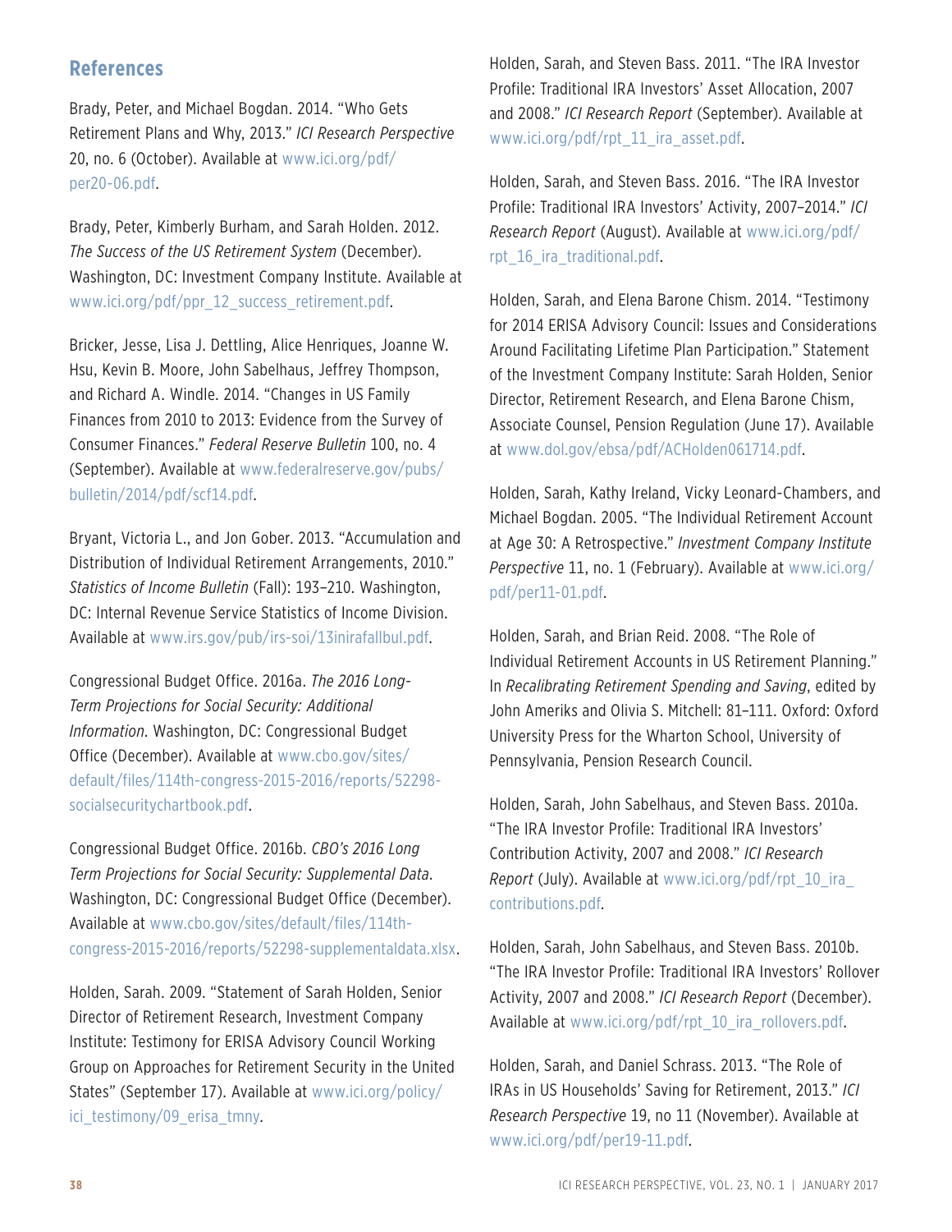## References

Brady, Peter, and Michael Bogdan. 2014. "Who Gets Retirement Plans and Why, 2013." *ICI Research Perspective* 20, no. 6 (October). Available at www.ici.org/pdf/per20-06.pdf.

Brady, Peter, Kimberly Burham, and Sarah Holden. 2012. *The Success of the US Retirement System* (December). Washington, DC: Investment Company Institute. Available at www.ici.org/pdf/ppr_12_success_retirement.pdf.

Bricker, Jesse, Lisa J. Dettling, Alice Henriques, Joanne W. Hsu, Kevin B. Moore, John Sabelhaus, Jeffrey Thompson, and Richard A. Windle. 2014. "Changes in US Family Finances from 2010 to 2013: Evidence from the Survey of Consumer Finances." *Federal Reserve Bulletin* 100, no. 4 (September). Available at www.federalreserve.gov/pubs/bulletin/2014/pdf/scf14.pdf.

Bryant, Victoria L., and Jon Gober. 2013. "Accumulation and Distribution of Individual Retirement Arrangements, 2010." *Statistics of Income Bulletin* (Fall): 193–210. Washington, DC: Internal Revenue Service Statistics of Income Division. Available at www.irs.gov/pub/irs-soi/13inirafallbul.pdf.

Congressional Budget Office. 2016a. *The 2016 Long-Term Projections for Social Security: Additional Information*. Washington, DC: Congressional Budget Office (December). Available at www.cbo.gov/sites/default/files/114th-congress-2015-2016/reports/52298-socialsecuritychartbook.pdf.

Congressional Budget Office. 2016b. *CBO's 2016 Long Term Projections for Social Security: Supplemental Data*. Washington, DC: Congressional Budget Office (December). Available at www.cbo.gov/sites/default/files/114th-congress-2015-2016/reports/52298-supplementaldata.xlsx.

Holden, Sarah. 2009. "Statement of Sarah Holden, Senior Director of Retirement Research, Investment Company Institute: Testimony for ERISA Advisory Council Working Group on Approaches for Retirement Security in the United States" (September 17). Available at www.ici.org/policy/ici_testimony/09_erisa_tmny.

Holden, Sarah, and Steven Bass. 2011. "The IRA Investor Profile: Traditional IRA Investors' Asset Allocation, 2007 and 2008." *ICI Research Report* (September). Available at www.ici.org/pdf/rpt_11_ira_asset.pdf.

Holden, Sarah, and Steven Bass. 2016. "The IRA Investor Profile: Traditional IRA Investors' Activity, 2007–2014." *ICI Research Report* (August). Available at www.ici.org/pdf/rpt_16_ira_traditional.pdf.

Holden, Sarah, and Elena Barone Chism. 2014. "Testimony for 2014 ERISA Advisory Council: Issues and Considerations Around Facilitating Lifetime Plan Participation." Statement of the Investment Company Institute: Sarah Holden, Senior Director, Retirement Research, and Elena Barone Chism, Associate Counsel, Pension Regulation (June 17). Available at www.dol.gov/ebsa/pdf/ACHolden061714.pdf.

Holden, Sarah, Kathy Ireland, Vicky Leonard-Chambers, and Michael Bogdan. 2005. "The Individual Retirement Account at Age 30: A Retrospective." *Investment Company Institute Perspective* 11, no. 1 (February). Available at www.ici.org/pdf/per11-01.pdf.

Holden, Sarah, and Brian Reid. 2008. "The Role of Individual Retirement Accounts in US Retirement Planning." In *Recalibrating Retirement Spending and Saving*, edited by John Ameriks and Olivia S. Mitchell: 81–111. Oxford: Oxford University Press for the Wharton School, University of Pennsylvania, Pension Research Council.

Holden, Sarah, John Sabelhaus, and Steven Bass. 2010a. "The IRA Investor Profile: Traditional IRA Investors' Contribution Activity, 2007 and 2008." *ICI Research Report* (July). Available at www.ici.org/pdf/rpt_10_ira_contributions.pdf.

Holden, Sarah, John Sabelhaus, and Steven Bass. 2010b. "The IRA Investor Profile: Traditional IRA Investors' Rollover Activity, 2007 and 2008." *ICI Research Report* (December). Available at www.ici.org/pdf/rpt_10_ira_rollovers.pdf.

Holden, Sarah, and Daniel Schrass. 2013. "The Role of IRAs in US Households' Saving for Retirement, 2013." *ICI Research Perspective* 19, no 11 (November). Available at www.ici.org/pdf/per19-11.pdf.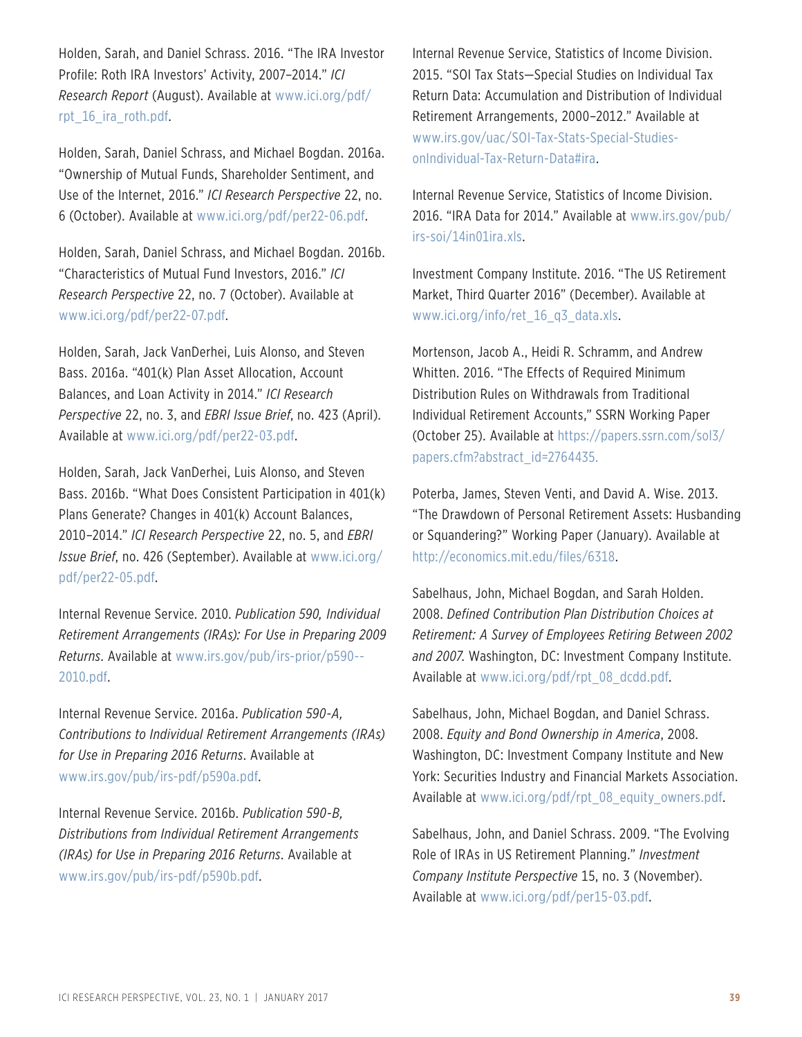Holden, Sarah, and Daniel Schrass. 2016. "The IRA Investor Profile: Roth IRA Investors' Activity, 2007–2014." *ICI Research Report* (August). Available at www.ici.org/pdf/rpt_16_ira_roth.pdf.

Holden, Sarah, Daniel Schrass, and Michael Bogdan. 2016a. "Ownership of Mutual Funds, Shareholder Sentiment, and Use of the Internet, 2016." *ICI Research Perspective* 22, no. 6 (October). Available at www.ici.org/pdf/per22-06.pdf.

Holden, Sarah, Daniel Schrass, and Michael Bogdan. 2016b. "Characteristics of Mutual Fund Investors, 2016." *ICI Research Perspective* 22, no. 7 (October). Available at www.ici.org/pdf/per22-07.pdf.

Holden, Sarah, Jack VanDerhei, Luis Alonso, and Steven Bass. 2016a. "401(k) Plan Asset Allocation, Account Balances, and Loan Activity in 2014." *ICI Research Perspective* 22, no. 3, and *EBRI Issue Brief*, no. 423 (April). Available at www.ici.org/pdf/per22-03.pdf.

Holden, Sarah, Jack VanDerhei, Luis Alonso, and Steven Bass. 2016b. "What Does Consistent Participation in 401(k) Plans Generate? Changes in 401(k) Account Balances, 2010–2014." *ICI Research Perspective* 22, no. 5, and *EBRI Issue Brief*, no. 426 (September). Available at www.ici.org/pdf/per22-05.pdf.

Internal Revenue Service. 2010. *Publication 590, Individual Retirement Arrangements (IRAs): For Use in Preparing 2009 Returns*. Available at www.irs.gov/pub/irs-prior/p590--2010.pdf.

Internal Revenue Service. 2016a. *Publication 590-A, Contributions to Individual Retirement Arrangements (IRAs) for Use in Preparing 2016 Returns*. Available at www.irs.gov/pub/irs-pdf/p590a.pdf.

Internal Revenue Service. 2016b. *Publication 590-B, Distributions from Individual Retirement Arrangements (IRAs) for Use in Preparing 2016 Returns*. Available at www.irs.gov/pub/irs-pdf/p590b.pdf.

Internal Revenue Service, Statistics of Income Division. 2015. "SOI Tax Stats—Special Studies on Individual Tax Return Data: Accumulation and Distribution of Individual Retirement Arrangements, 2000–2012." Available at www.irs.gov/uac/SOI-Tax-Stats-Special-Studies-onIndividual-Tax-Return-Data#ira.

Internal Revenue Service, Statistics of Income Division. 2016. "IRA Data for 2014." Available at www.irs.gov/pub/irs-soi/14in01ira.xls.

Investment Company Institute. 2016. "The US Retirement Market, Third Quarter 2016" (December). Available at www.ici.org/info/ret_16_q3_data.xls.

Mortenson, Jacob A., Heidi R. Schramm, and Andrew Whitten. 2016. "The Effects of Required Minimum Distribution Rules on Withdrawals from Traditional Individual Retirement Accounts," SSRN Working Paper (October 25). Available at https://papers.ssrn.com/sol3/papers.cfm?abstract_id=2764435.

Poterba, James, Steven Venti, and David A. Wise. 2013. "The Drawdown of Personal Retirement Assets: Husbanding or Squandering?" Working Paper (January). Available at http://economics.mit.edu/files/6318.

Sabelhaus, John, Michael Bogdan, and Sarah Holden. 2008. *Defined Contribution Plan Distribution Choices at Retirement: A Survey of Employees Retiring Between 2002 and 2007*. Washington, DC: Investment Company Institute. Available at www.ici.org/pdf/rpt_08_dcdd.pdf.

Sabelhaus, John, Michael Bogdan, and Daniel Schrass. 2008. *Equity and Bond Ownership in America*, 2008. Washington, DC: Investment Company Institute and New York: Securities Industry and Financial Markets Association. Available at www.ici.org/pdf/rpt_08_equity_owners.pdf.

Sabelhaus, John, and Daniel Schrass. 2009. "The Evolving Role of IRAs in US Retirement Planning." *Investment Company Institute Perspective* 15, no. 3 (November). Available at www.ici.org/pdf/per15-03.pdf.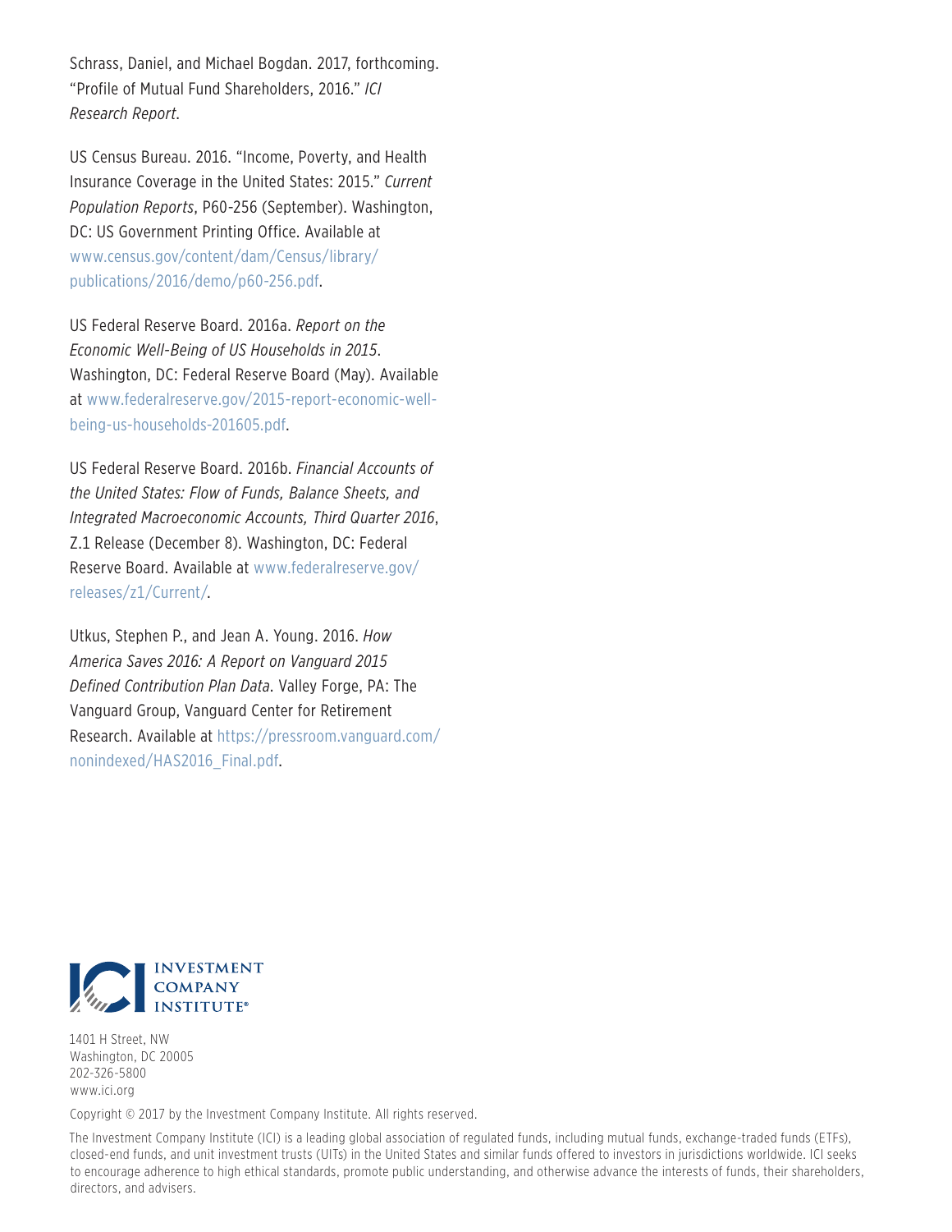Schrass, Daniel, and Michael Bogdan. 2017, forthcoming. "Profile of Mutual Fund Shareholders, 2016." *ICI Research Report*.

US Census Bureau. 2016. "Income, Poverty, and Health Insurance Coverage in the United States: 2015." *Current Population Reports*, P60-256 (September). Washington, DC: US Government Printing Office. Available at www.census.gov/content/dam/Census/library/publications/2016/demo/p60-256.pdf.

US Federal Reserve Board. 2016a. *Report on the Economic Well-Being of US Households in 2015*. Washington, DC: Federal Reserve Board (May). Available at www.federalreserve.gov/2015-report-economic-well-being-us-households-201605.pdf.

US Federal Reserve Board. 2016b. *Financial Accounts of the United States: Flow of Funds, Balance Sheets, and Integrated Macroeconomic Accounts, Third Quarter 2016*, Z.1 Release (December 8). Washington, DC: Federal Reserve Board. Available at www.federalreserve.gov/releases/z1/Current/.

Utkus, Stephen P., and Jean A. Young. 2016. *How America Saves 2016: A Report on Vanguard 2015 Defined Contribution Plan Data*. Valley Forge, PA: The Vanguard Group, Vanguard Center for Retirement Research. Available at https://pressroom.vanguard.com/nonindexed/HAS2016_Final.pdf.

INVESTMENT COMPANY INSTITUTE®

1401 H Street, NW
Washington, DC 20005
202-326-5800
www.ici.org

Copyright © 2017 by the Investment Company Institute. All rights reserved.

The Investment Company Institute (ICI) is a leading global association of regulated funds, including mutual funds, exchange-traded funds (ETFs), closed-end funds, and unit investment trusts (UITs) in the United States and similar funds offered to investors in jurisdictions worldwide. ICI seeks to encourage adherence to high ethical standards, promote public understanding, and otherwise advance the interests of funds, their shareholders, directors, and advisers.